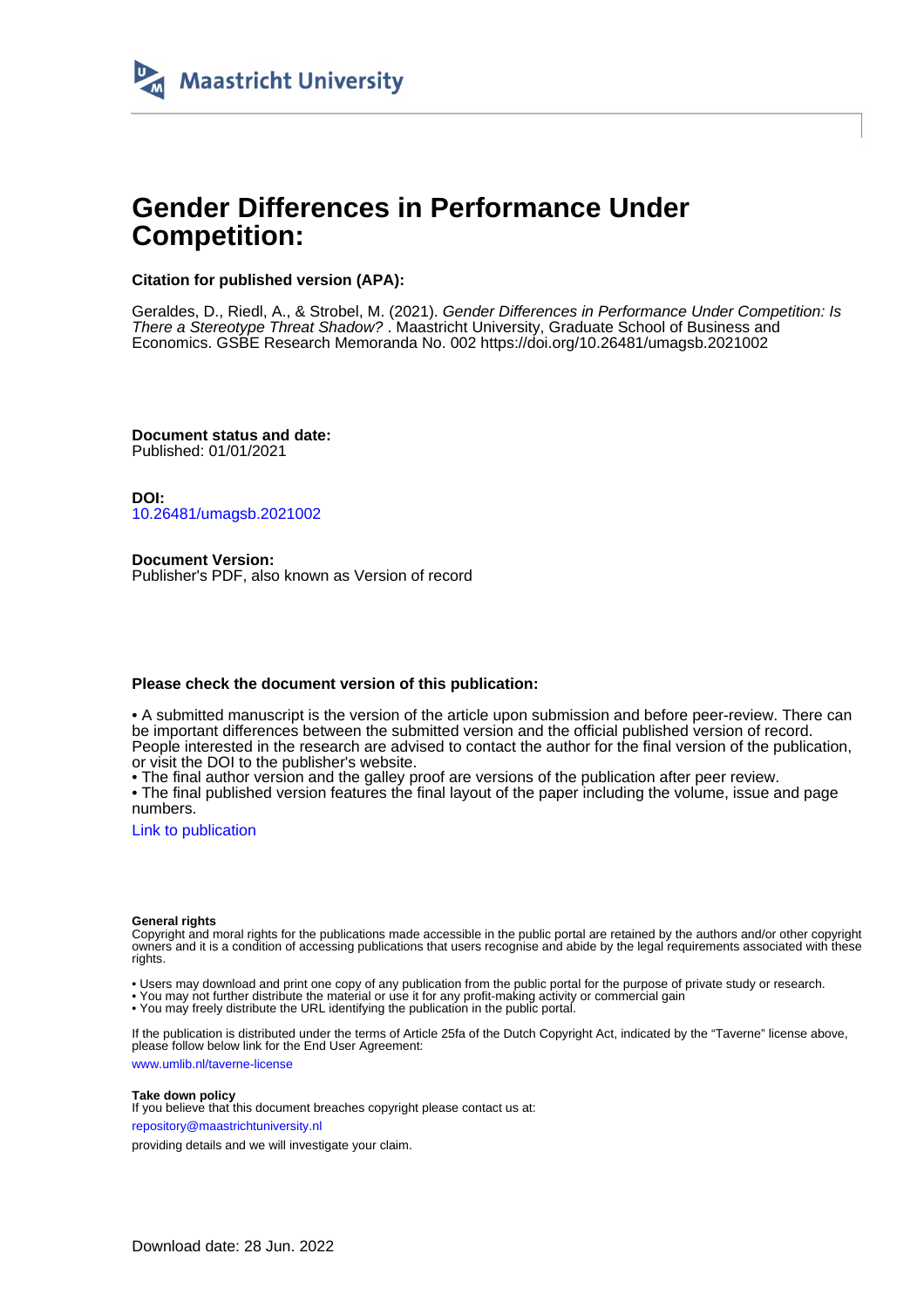Maastricht University

# Gender Differences in Performance Under Competition:

**Citation for published version (APA):**

Geraldes, D., Riedl, A., & Strobel, M. (2021). *Gender Differences in Performance Under Competition: Is There a Stereotype Threat Shadow?* . Maastricht University, Graduate School of Business and Economics. GSBE Research Memoranda No. 002 https://doi.org/10.26481/umagsb.2021002

**Document status and date:**
Published: 01/01/2021

**DOI:**
10.26481/umagsb.2021002

**Document Version:**
Publisher's PDF, also known as Version of record

**Please check the document version of this publication:**

• A submitted manuscript is the version of the article upon submission and before peer-review. There can be important differences between the submitted version and the official published version of record. People interested in the research are advised to contact the author for the final version of the publication, or visit the DOI to the publisher's website.
• The final author version and the galley proof are versions of the publication after peer review.
• The final published version features the final layout of the paper including the volume, issue and page numbers.

Link to publication

**General rights**
Copyright and moral rights for the publications made accessible in the public portal are retained by the authors and/or other copyright owners and it is a condition of accessing publications that users recognise and abide by the legal requirements associated with these rights.

• Users may download and print one copy of any publication from the public portal for the purpose of private study or research.
• You may not further distribute the material or use it for any profit-making activity or commercial gain
• You may freely distribute the URL identifying the publication in the public portal.

If the publication is distributed under the terms of Article 25fa of the Dutch Copyright Act, indicated by the "Taverne" license above, please follow below link for the End User Agreement:

www.umlib.nl/taverne-license

**Take down policy**
If you believe that this document breaches copyright please contact us at:

repository@maastrichtuniversity.nl

providing details and we will investigate your claim.

Download date: 28 Jun. 2022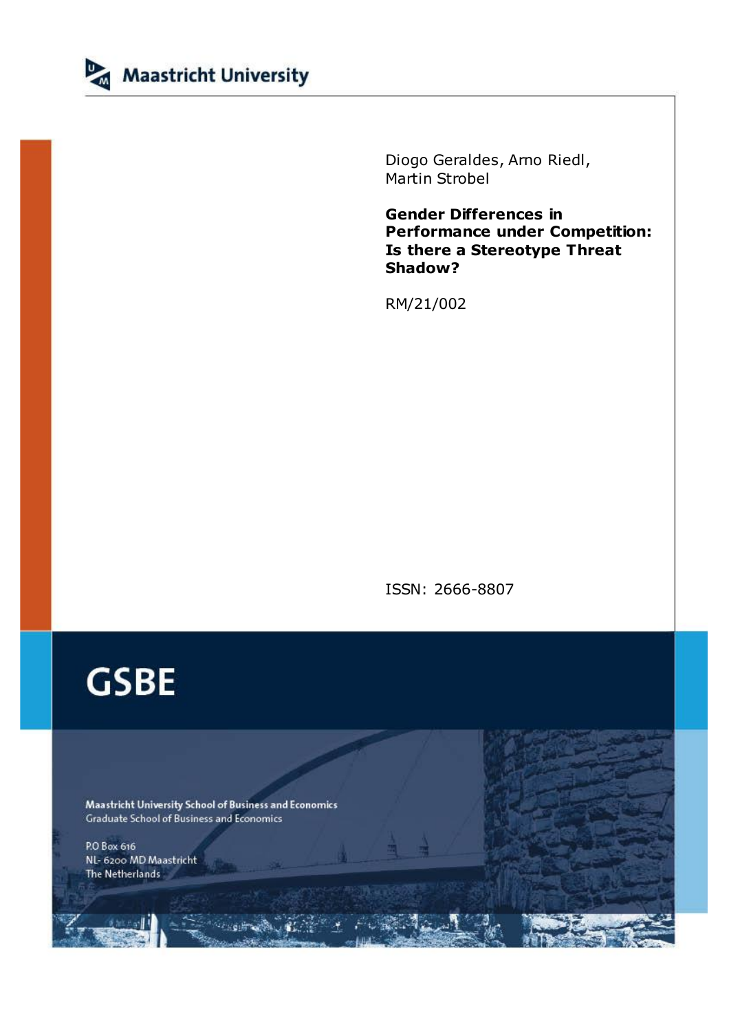Maastricht University

Diogo Geraldes, Arno Riedl, Martin Strobel

**Gender Differences in Performance under Competition: Is there a Stereotype Threat Shadow?**

RM/21/002

ISSN: 2666-8807

# GSBE

Maastricht University School of Business and Economics
Graduate School of Business and Economics

P.O Box 616
NL- 6200 MD Maastricht
The Netherlands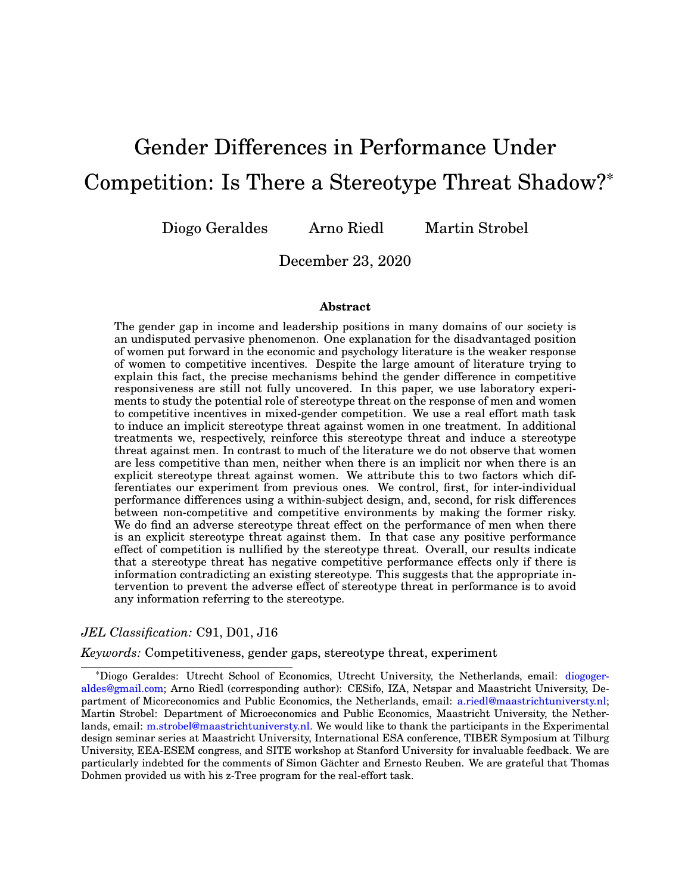# Gender Differences in Performance Under Competition: Is There a Stereotype Threat Shadow?*

Diogo Geraldes    Arno Riedl    Martin Strobel

December 23, 2020

## Abstract

The gender gap in income and leadership positions in many domains of our society is an undisputed pervasive phenomenon. One explanation for the disadvantaged position of women put forward in the economic and psychology literature is the weaker response of women to competitive incentives. Despite the large amount of literature trying to explain this fact, the precise mechanisms behind the gender difference in competitive responsiveness are still not fully uncovered. In this paper, we use laboratory experiments to study the potential role of stereotype threat on the response of men and women to competitive incentives in mixed-gender competition. We use a real effort math task to induce an implicit stereotype threat against women in one treatment. In additional treatments we, respectively, reinforce this stereotype threat and induce a stereotype threat against men. In contrast to much of the literature we do not observe that women are less competitive than men, neither when there is an implicit nor when there is an explicit stereotype threat against women. We attribute this to two factors which differentiates our experiment from previous ones. We control, first, for inter-individual performance differences using a within-subject design, and, second, for risk differences between non-competitive and competitive environments by making the former risky. We do find an adverse stereotype threat effect on the performance of men when there is an explicit stereotype threat against them. In that case any positive performance effect of competition is nullified by the stereotype threat. Overall, our results indicate that a stereotype threat has negative competitive performance effects only if there is information contradicting an existing stereotype. This suggests that the appropriate intervention to prevent the adverse effect of stereotype threat in performance is to avoid any information referring to the stereotype.

*JEL Classification:* C91, D01, J16

*Keywords:* Competitiveness, gender gaps, stereotype threat, experiment

---

*Diogo Geraldes: Utrecht School of Economics, Utrecht University, the Netherlands, email: diogogeraldes@gmail.com; Arno Riedl (corresponding author): CESifo, IZA, Netspar and Maastricht University, Department of Micoreconomics and Public Economics, the Netherlands, email: a.riedl@maastrichtuniversty.nl; Martin Strobel: Department of Microeconomics and Public Economics, Maastricht University, the Netherlands, email: m.strobel@maastrichtuniversty.nl. We would like to thank the participants in the Experimental design seminar series at Maastricht University, International ESA conference, TIBER Symposium at Tilburg University, EEA-ESEM congress, and SITE workshop at Stanford University for invaluable feedback. We are particularly indebted for the comments of Simon Gächter and Ernesto Reuben. We are grateful that Thomas Dohmen provided us with his z-Tree program for the real-effort task.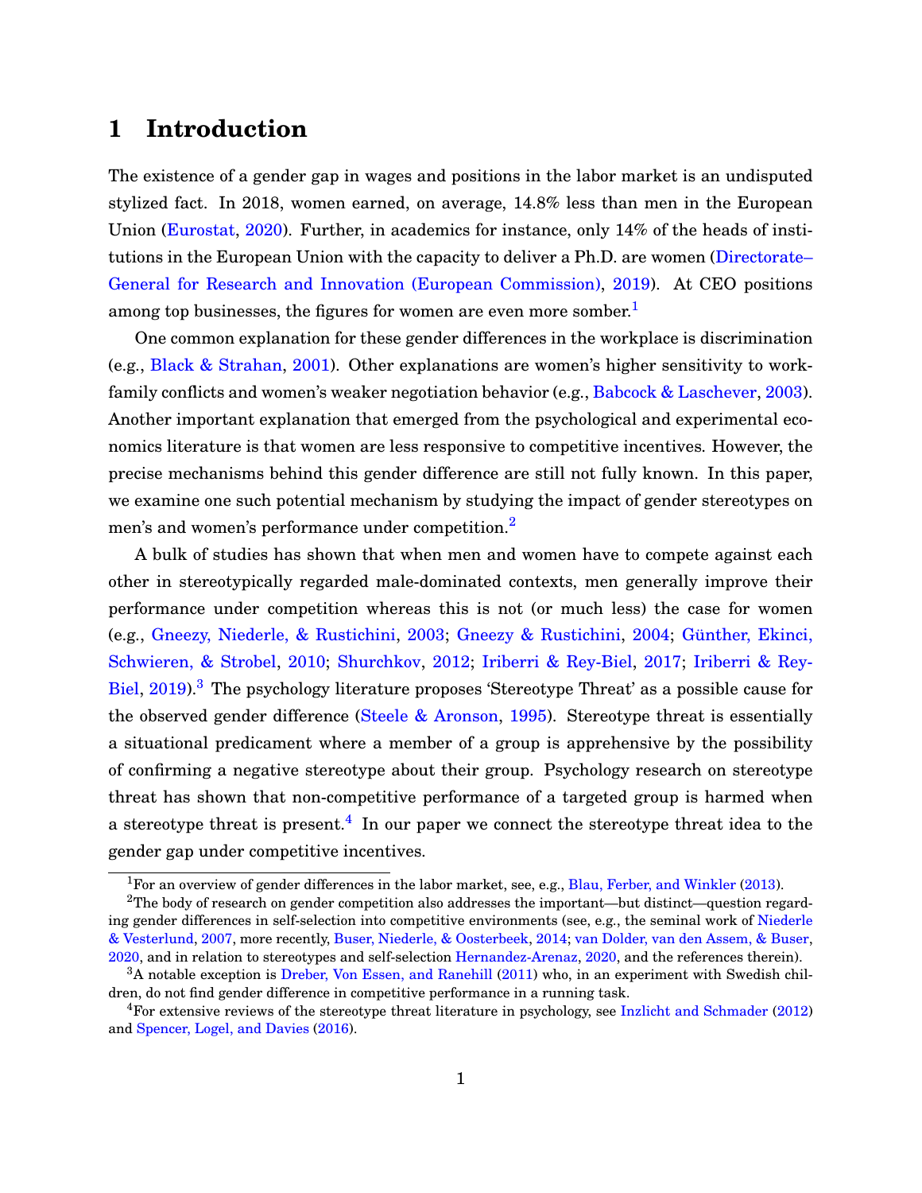# 1 Introduction

The existence of a gender gap in wages and positions in the labor market is an undisputed stylized fact. In 2018, women earned, on average, 14.8% less than men in the European Union (Eurostat, 2020). Further, in academics for instance, only 14% of the heads of institutions in the European Union with the capacity to deliver a Ph.D. are women (Directorate–General for Research and Innovation (European Commission), 2019). At CEO positions among top businesses, the figures for women are even more somber.[1]

One common explanation for these gender differences in the workplace is discrimination (e.g., Black & Strahan, 2001). Other explanations are women's higher sensitivity to work-family conflicts and women's weaker negotiation behavior (e.g., Babcock & Laschever, 2003). Another important explanation that emerged from the psychological and experimental economics literature is that women are less responsive to competitive incentives. However, the precise mechanisms behind this gender difference are still not fully known. In this paper, we examine one such potential mechanism by studying the impact of gender stereotypes on men's and women's performance under competition.[2]

A bulk of studies has shown that when men and women have to compete against each other in stereotypically regarded male-dominated contexts, men generally improve their performance under competition whereas this is not (or much less) the case for women (e.g., Gneezy, Niederle, & Rustichini, 2003; Gneezy & Rustichini, 2004; Günther, Ekinci, Schwieren, & Strobel, 2010; Shurchkov, 2012; Iriberri & Rey-Biel, 2017; Iriberri & Rey-Biel, 2019).[3] The psychology literature proposes 'Stereotype Threat' as a possible cause for the observed gender difference (Steele & Aronson, 1995). Stereotype threat is essentially a situational predicament where a member of a group is apprehensive by the possibility of confirming a negative stereotype about their group. Psychology research on stereotype threat has shown that non-competitive performance of a targeted group is harmed when a stereotype threat is present.[4] In our paper we connect the stereotype threat idea to the gender gap under competitive incentives.

---

[1] For an overview of gender differences in the labor market, see, e.g., Blau, Ferber, and Winkler (2013).

[2] The body of research on gender competition also addresses the important—but distinct—question regarding gender differences in self-selection into competitive environments (see, e.g., the seminal work of Niederle & Vesterlund, 2007, more recently, Buser, Niederle, & Oosterbeek, 2014; van Dolder, van den Assem, & Buser, 2020, and in relation to stereotypes and self-selection Hernandez-Arenaz, 2020, and the references therein).

[3] A notable exception is Dreber, Von Essen, and Ranehill (2011) who, in an experiment with Swedish children, do not find gender difference in competitive performance in a running task.

[4] For extensive reviews of the stereotype threat literature in psychology, see Inzlicht and Schmader (2012) and Spencer, Logel, and Davies (2016).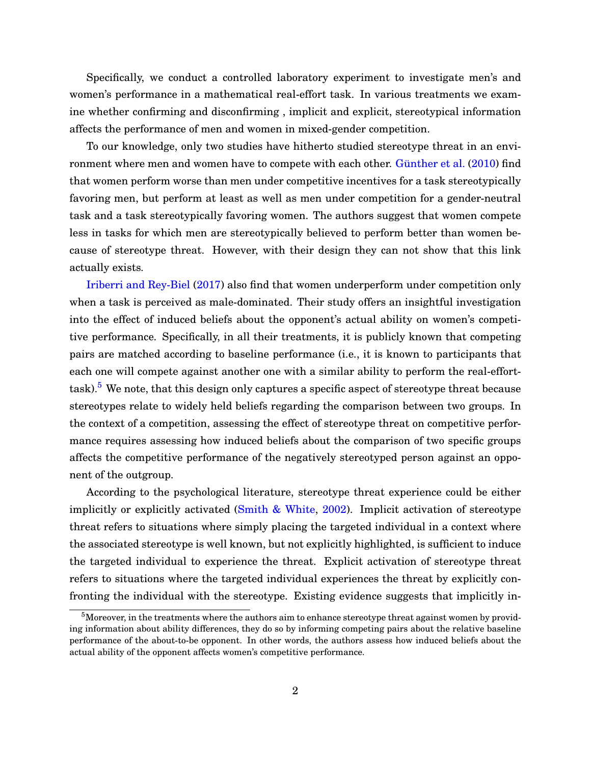Specifically, we conduct a controlled laboratory experiment to investigate men's and women's performance in a mathematical real-effort task. In various treatments we examine whether confirming and disconfirming , implicit and explicit, stereotypical information affects the performance of men and women in mixed-gender competition.

To our knowledge, only two studies have hitherto studied stereotype threat in an environment where men and women have to compete with each other. Günther et al. (2010) find that women perform worse than men under competitive incentives for a task stereotypically favoring men, but perform at least as well as men under competition for a gender-neutral task and a task stereotypically favoring women. The authors suggest that women compete less in tasks for which men are stereotypically believed to perform better than women because of stereotype threat. However, with their design they can not show that this link actually exists.

Iriberri and Rey-Biel (2017) also find that women underperform under competition only when a task is perceived as male-dominated. Their study offers an insightful investigation into the effect of induced beliefs about the opponent's actual ability on women's competitive performance. Specifically, in all their treatments, it is publicly known that competing pairs are matched according to baseline performance (i.e., it is known to participants that each one will compete against another one with a similar ability to perform the real-effort-task).[5] We note, that this design only captures a specific aspect of stereotype threat because stereotypes relate to widely held beliefs regarding the comparison between two groups. In the context of a competition, assessing the effect of stereotype threat on competitive performance requires assessing how induced beliefs about the comparison of two specific groups affects the competitive performance of the negatively stereotyped person against an opponent of the outgroup.

According to the psychological literature, stereotype threat experience could be either implicitly or explicitly activated (Smith & White, 2002). Implicit activation of stereotype threat refers to situations where simply placing the targeted individual in a context where the associated stereotype is well known, but not explicitly highlighted, is sufficient to induce the targeted individual to experience the threat. Explicit activation of stereotype threat refers to situations where the targeted individual experiences the threat by explicitly confronting the individual with the stereotype. Existing evidence suggests that implicitly in-

[5] Moreover, in the treatments where the authors aim to enhance stereotype threat against women by providing information about ability differences, they do so by informing competing pairs about the relative baseline performance of the about-to-be opponent. In other words, the authors assess how induced beliefs about the actual ability of the opponent affects women's competitive performance.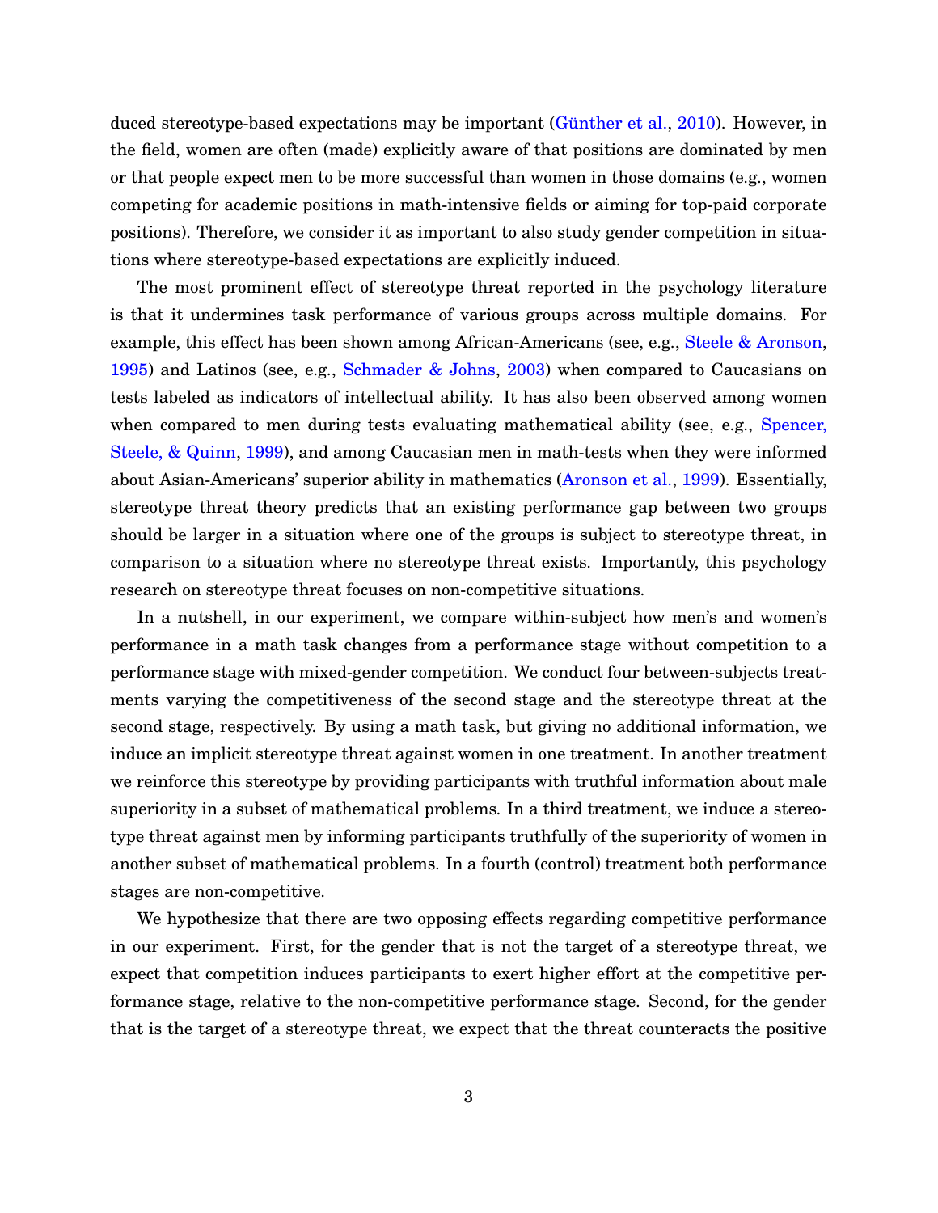duced stereotype-based expectations may be important (Günther et al., 2010). However, in the field, women are often (made) explicitly aware of that positions are dominated by men or that people expect men to be more successful than women in those domains (e.g., women competing for academic positions in math-intensive fields or aiming for top-paid corporate positions). Therefore, we consider it as important to also study gender competition in situations where stereotype-based expectations are explicitly induced.

The most prominent effect of stereotype threat reported in the psychology literature is that it undermines task performance of various groups across multiple domains. For example, this effect has been shown among African-Americans (see, e.g., Steele & Aronson, 1995) and Latinos (see, e.g., Schmader & Johns, 2003) when compared to Caucasians on tests labeled as indicators of intellectual ability. It has also been observed among women when compared to men during tests evaluating mathematical ability (see, e.g., Spencer, Steele, & Quinn, 1999), and among Caucasian men in math-tests when they were informed about Asian-Americans' superior ability in mathematics (Aronson et al., 1999). Essentially, stereotype threat theory predicts that an existing performance gap between two groups should be larger in a situation where one of the groups is subject to stereotype threat, in comparison to a situation where no stereotype threat exists. Importantly, this psychology research on stereotype threat focuses on non-competitive situations.

In a nutshell, in our experiment, we compare within-subject how men's and women's performance in a math task changes from a performance stage without competition to a performance stage with mixed-gender competition. We conduct four between-subjects treatments varying the competitiveness of the second stage and the stereotype threat at the second stage, respectively. By using a math task, but giving no additional information, we induce an implicit stereotype threat against women in one treatment. In another treatment we reinforce this stereotype by providing participants with truthful information about male superiority in a subset of mathematical problems. In a third treatment, we induce a stereotype threat against men by informing participants truthfully of the superiority of women in another subset of mathematical problems. In a fourth (control) treatment both performance stages are non-competitive.

We hypothesize that there are two opposing effects regarding competitive performance in our experiment. First, for the gender that is not the target of a stereotype threat, we expect that competition induces participants to exert higher effort at the competitive performance stage, relative to the non-competitive performance stage. Second, for the gender that is the target of a stereotype threat, we expect that the threat counteracts the positive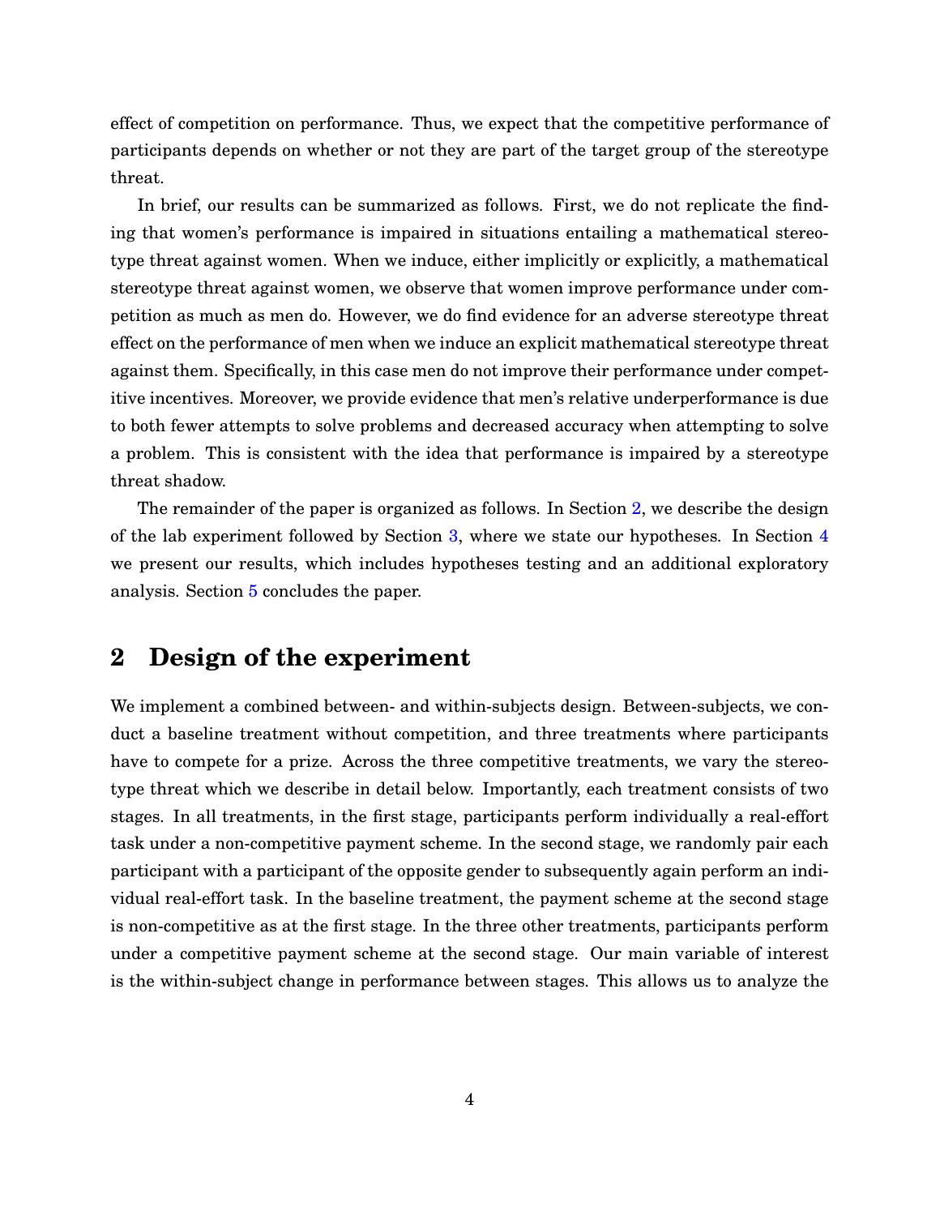effect of competition on performance. Thus, we expect that the competitive performance of participants depends on whether or not they are part of the target group of the stereotype threat.

In brief, our results can be summarized as follows. First, we do not replicate the finding that women's performance is impaired in situations entailing a mathematical stereotype threat against women. When we induce, either implicitly or explicitly, a mathematical stereotype threat against women, we observe that women improve performance under competition as much as men do. However, we do find evidence for an adverse stereotype threat effect on the performance of men when we induce an explicit mathematical stereotype threat against them. Specifically, in this case men do not improve their performance under competitive incentives. Moreover, we provide evidence that men's relative underperformance is due to both fewer attempts to solve problems and decreased accuracy when attempting to solve a problem. This is consistent with the idea that performance is impaired by a stereotype threat shadow.

The remainder of the paper is organized as follows. In Section 2, we describe the design of the lab experiment followed by Section 3, where we state our hypotheses. In Section 4 we present our results, which includes hypotheses testing and an additional exploratory analysis. Section 5 concludes the paper.

## 2 Design of the experiment

We implement a combined between- and within-subjects design. Between-subjects, we conduct a baseline treatment without competition, and three treatments where participants have to compete for a prize. Across the three competitive treatments, we vary the stereotype threat which we describe in detail below. Importantly, each treatment consists of two stages. In all treatments, in the first stage, participants perform individually a real-effort task under a non-competitive payment scheme. In the second stage, we randomly pair each participant with a participant of the opposite gender to subsequently again perform an individual real-effort task. In the baseline treatment, the payment scheme at the second stage is non-competitive as at the first stage. In the three other treatments, participants perform under a competitive payment scheme at the second stage. Our main variable of interest is the within-subject change in performance between stages. This allows us to analyze the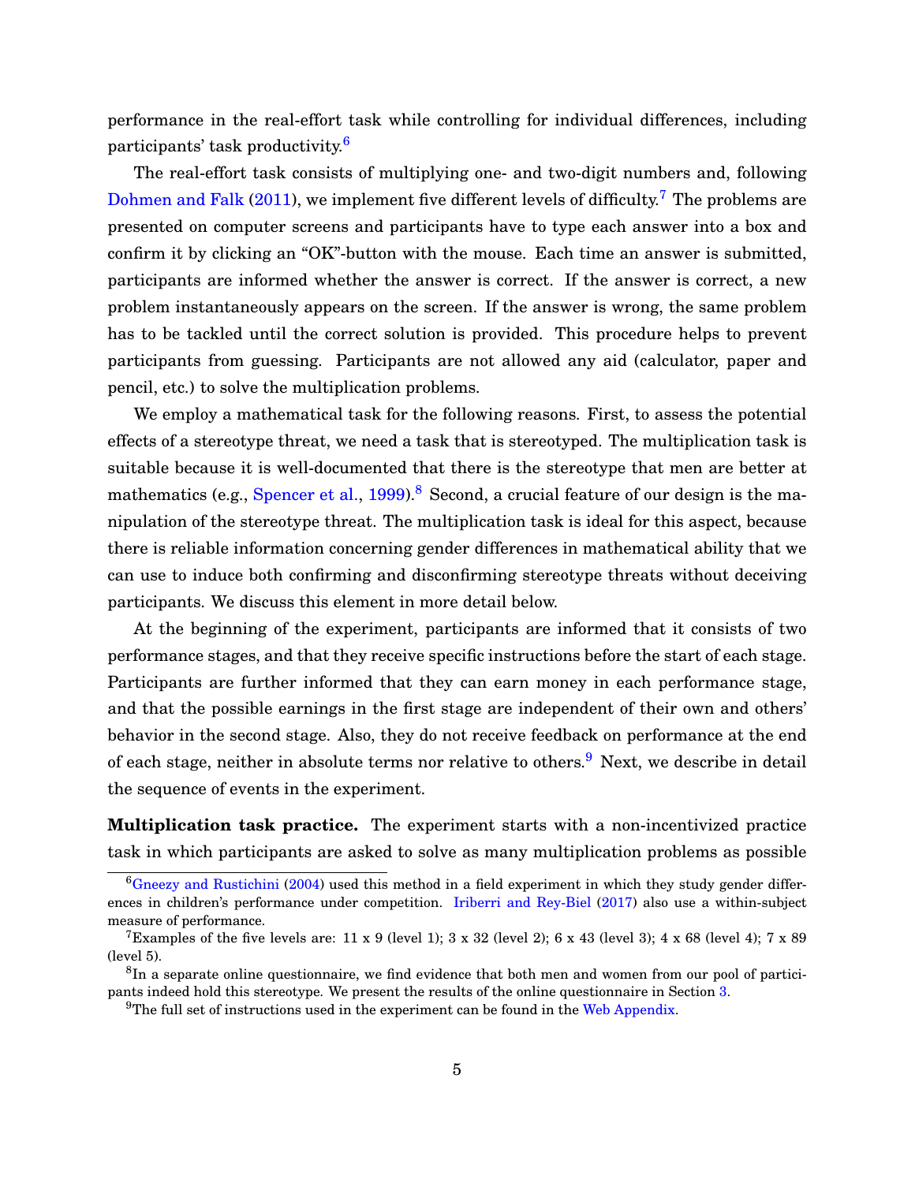performance in the real-effort task while controlling for individual differences, including participants' task productivity.[6]

The real-effort task consists of multiplying one- and two-digit numbers and, following Dohmen and Falk (2011), we implement five different levels of difficulty.[7] The problems are presented on computer screens and participants have to type each answer into a box and confirm it by clicking an "OK"-button with the mouse. Each time an answer is submitted, participants are informed whether the answer is correct. If the answer is correct, a new problem instantaneously appears on the screen. If the answer is wrong, the same problem has to be tackled until the correct solution is provided. This procedure helps to prevent participants from guessing. Participants are not allowed any aid (calculator, paper and pencil, etc.) to solve the multiplication problems.

We employ a mathematical task for the following reasons. First, to assess the potential effects of a stereotype threat, we need a task that is stereotyped. The multiplication task is suitable because it is well-documented that there is the stereotype that men are better at mathematics (e.g., Spencer et al., 1999).[8] Second, a crucial feature of our design is the manipulation of the stereotype threat. The multiplication task is ideal for this aspect, because there is reliable information concerning gender differences in mathematical ability that we can use to induce both confirming and disconfirming stereotype threats without deceiving participants. We discuss this element in more detail below.

At the beginning of the experiment, participants are informed that it consists of two performance stages, and that they receive specific instructions before the start of each stage. Participants are further informed that they can earn money in each performance stage, and that the possible earnings in the first stage are independent of their own and others' behavior in the second stage. Also, they do not receive feedback on performance at the end of each stage, neither in absolute terms nor relative to others.[9] Next, we describe in detail the sequence of events in the experiment.

**Multiplication task practice.** The experiment starts with a non-incentivized practice task in which participants are asked to solve as many multiplication problems as possible

---

[6] Gneezy and Rustichini (2004) used this method in a field experiment in which they study gender differences in children's performance under competition. Iriberri and Rey-Biel (2017) also use a within-subject measure of performance.

[7] Examples of the five levels are: 11 x 9 (level 1); 3 x 32 (level 2); 6 x 43 (level 3); 4 x 68 (level 4); 7 x 89 (level 5).

[8] In a separate online questionnaire, we find evidence that both men and women from our pool of participants indeed hold this stereotype. We present the results of the online questionnaire in Section 3.

[9] The full set of instructions used in the experiment can be found in the Web Appendix.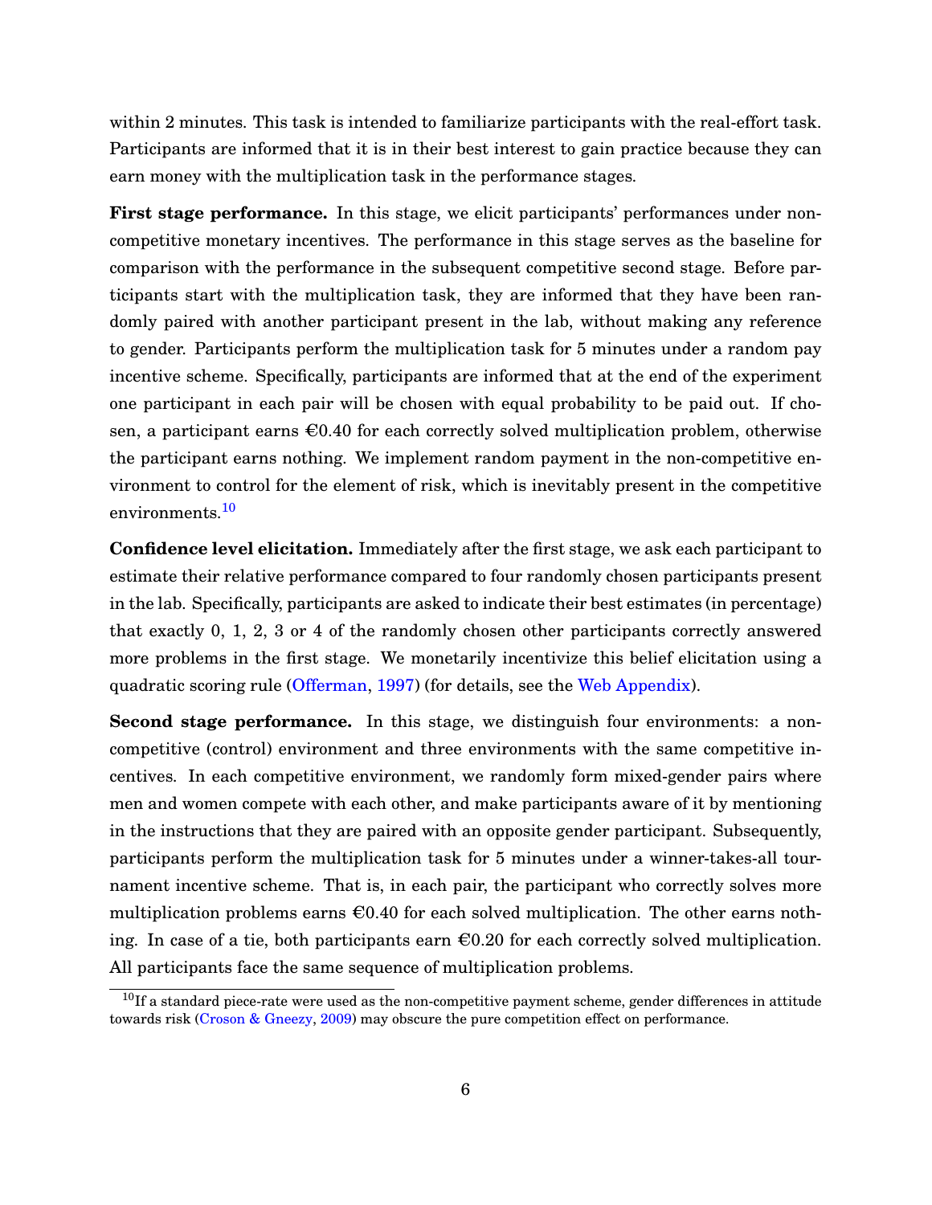within 2 minutes. This task is intended to familiarize participants with the real-effort task. Participants are informed that it is in their best interest to gain practice because they can earn money with the multiplication task in the performance stages.

**First stage performance.** In this stage, we elicit participants' performances under non-competitive monetary incentives. The performance in this stage serves as the baseline for comparison with the performance in the subsequent competitive second stage. Before participants start with the multiplication task, they are informed that they have been randomly paired with another participant present in the lab, without making any reference to gender. Participants perform the multiplication task for 5 minutes under a random pay incentive scheme. Specifically, participants are informed that at the end of the experiment one participant in each pair will be chosen with equal probability to be paid out. If chosen, a participant earns €0.40 for each correctly solved multiplication problem, otherwise the participant earns nothing. We implement random payment in the non-competitive environment to control for the element of risk, which is inevitably present in the competitive environments.[10]

**Confidence level elicitation.** Immediately after the first stage, we ask each participant to estimate their relative performance compared to four randomly chosen participants present in the lab. Specifically, participants are asked to indicate their best estimates (in percentage) that exactly 0, 1, 2, 3 or 4 of the randomly chosen other participants correctly answered more problems in the first stage. We monetarily incentivize this belief elicitation using a quadratic scoring rule (Offerman, 1997) (for details, see the Web Appendix).

**Second stage performance.** In this stage, we distinguish four environments: a non-competitive (control) environment and three environments with the same competitive incentives. In each competitive environment, we randomly form mixed-gender pairs where men and women compete with each other, and make participants aware of it by mentioning in the instructions that they are paired with an opposite gender participant. Subsequently, participants perform the multiplication task for 5 minutes under a winner-takes-all tournament incentive scheme. That is, in each pair, the participant who correctly solves more multiplication problems earns €0.40 for each solved multiplication. The other earns nothing. In case of a tie, both participants earn €0.20 for each correctly solved multiplication. All participants face the same sequence of multiplication problems.

[10] If a standard piece-rate were used as the non-competitive payment scheme, gender differences in attitude towards risk (Croson & Gneezy, 2009) may obscure the pure competition effect on performance.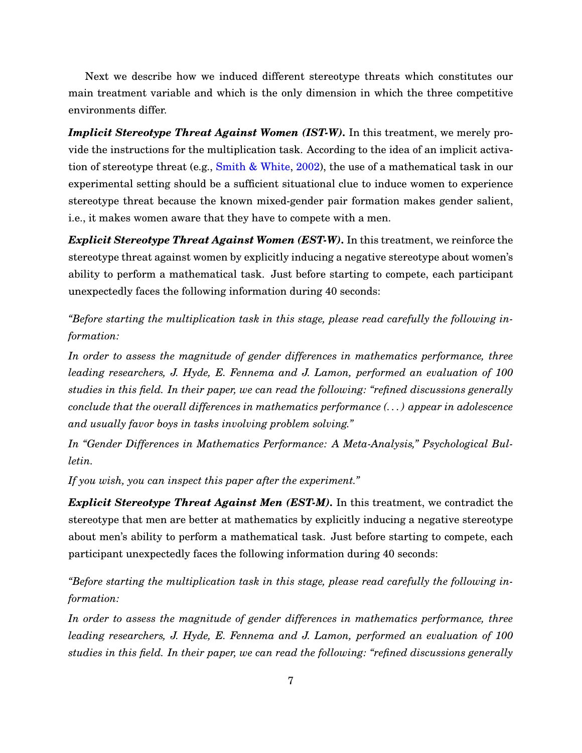Next we describe how we induced different stereotype threats which constitutes our main treatment variable and which is the only dimension in which the three competitive environments differ.

***Implicit Stereotype Threat Against Women (IST-W).*** In this treatment, we merely provide the instructions for the multiplication task. According to the idea of an implicit activation of stereotype threat (e.g., Smith & White, 2002), the use of a mathematical task in our experimental setting should be a sufficient situational clue to induce women to experience stereotype threat because the known mixed-gender pair formation makes gender salient, i.e., it makes women aware that they have to compete with a men.

***Explicit Stereotype Threat Against Women (EST-W).*** In this treatment, we reinforce the stereotype threat against women by explicitly inducing a negative stereotype about women's ability to perform a mathematical task. Just before starting to compete, each participant unexpectedly faces the following information during 40 seconds:

*"Before starting the multiplication task in this stage, please read carefully the following information:*

*In order to assess the magnitude of gender differences in mathematics performance, three leading researchers, J. Hyde, E. Fennema and J. Lamon, performed an evaluation of 100 studies in this field. In their paper, we can read the following: "refined discussions generally conclude that the overall differences in mathematics performance (. . . ) appear in adolescence and usually favor boys in tasks involving problem solving."*

*In "Gender Differences in Mathematics Performance: A Meta-Analysis," Psychological Bulletin.*

*If you wish, you can inspect this paper after the experiment."*

***Explicit Stereotype Threat Against Men (EST-M).*** In this treatment, we contradict the stereotype that men are better at mathematics by explicitly inducing a negative stereotype about men's ability to perform a mathematical task. Just before starting to compete, each participant unexpectedly faces the following information during 40 seconds:

*"Before starting the multiplication task in this stage, please read carefully the following information:*

*In order to assess the magnitude of gender differences in mathematics performance, three leading researchers, J. Hyde, E. Fennema and J. Lamon, performed an evaluation of 100 studies in this field. In their paper, we can read the following: "refined discussions generally*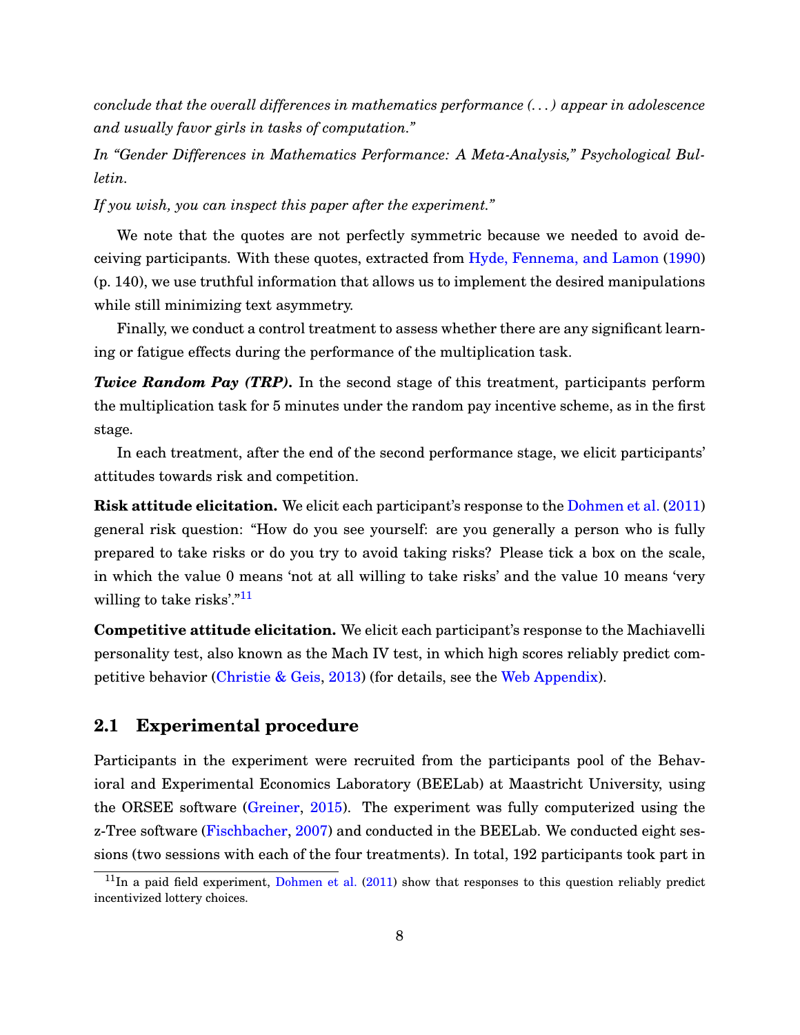*conclude that the overall differences in mathematics performance (. . . ) appear in adolescence and usually favor girls in tasks of computation."*

*In "Gender Differences in Mathematics Performance: A Meta-Analysis," Psychological Bulletin.*

*If you wish, you can inspect this paper after the experiment."*

We note that the quotes are not perfectly symmetric because we needed to avoid deceiving participants. With these quotes, extracted from Hyde, Fennema, and Lamon (1990) (p. 140), we use truthful information that allows us to implement the desired manipulations while still minimizing text asymmetry.

Finally, we conduct a control treatment to assess whether there are any significant learning or fatigue effects during the performance of the multiplication task.

***Twice Random Pay (TRP).*** In the second stage of this treatment, participants perform the multiplication task for 5 minutes under the random pay incentive scheme, as in the first stage.

In each treatment, after the end of the second performance stage, we elicit participants' attitudes towards risk and competition.

**Risk attitude elicitation.** We elicit each participant's response to the Dohmen et al. (2011) general risk question: "How do you see yourself: are you generally a person who is fully prepared to take risks or do you try to avoid taking risks? Please tick a box on the scale, in which the value 0 means 'not at all willing to take risks' and the value 10 means 'very willing to take risks'."[11]

**Competitive attitude elicitation.** We elicit each participant's response to the Machiavelli personality test, also known as the Mach IV test, in which high scores reliably predict competitive behavior (Christie & Geis, 2013) (for details, see the Web Appendix).

## 2.1 Experimental procedure

Participants in the experiment were recruited from the participants pool of the Behavioral and Experimental Economics Laboratory (BEELab) at Maastricht University, using the ORSEE software (Greiner, 2015). The experiment was fully computerized using the z-Tree software (Fischbacher, 2007) and conducted in the BEELab. We conducted eight sessions (two sessions with each of the four treatments). In total, 192 participants took part in

[11] In a paid field experiment, Dohmen et al. (2011) show that responses to this question reliably predict incentivized lottery choices.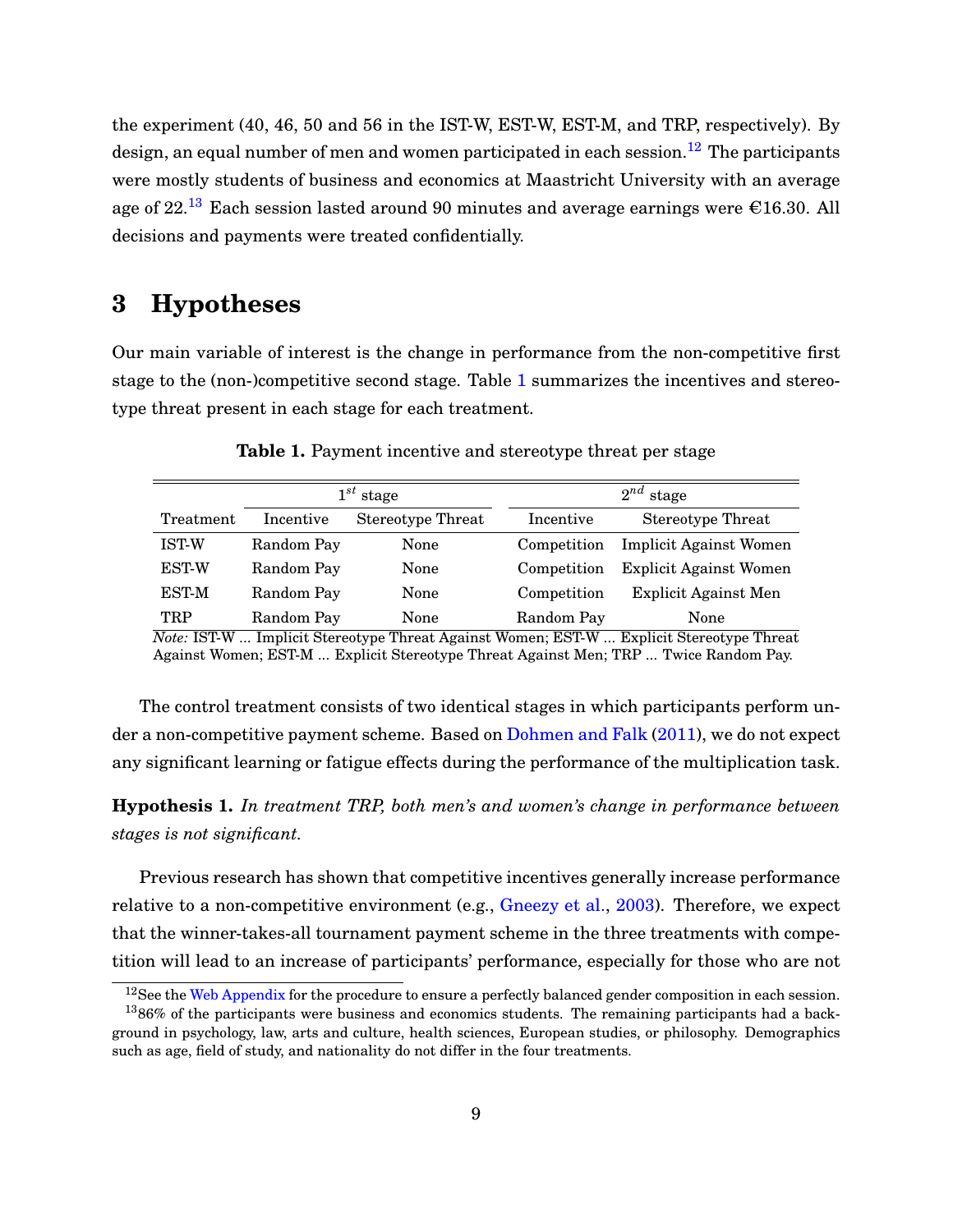the experiment (40, 46, 50 and 56 in the IST-W, EST-W, EST-M, and TRP, respectively). By design, an equal number of men and women participated in each session.[12] The participants were mostly students of business and economics at Maastricht University with an average age of 22.[13] Each session lasted around 90 minutes and average earnings were €16.30. All decisions and payments were treated confidentially.

# 3 Hypotheses

Our main variable of interest is the change in performance from the non-competitive first stage to the (non-)competitive second stage. Table 1 summarizes the incentives and stereotype threat present in each stage for each treatment.

**Table 1.** Payment incentive and stereotype threat per stage

| | $1^{st}$ stage | | $2^{nd}$ stage | |
|---|---|---|---|---|
| Treatment | Incentive | Stereotype Threat | Incentive | Stereotype Threat |
| IST-W | Random Pay | None | Competition | Implicit Against Women |
| EST-W | Random Pay | None | Competition | Explicit Against Women |
| EST-M | Random Pay | None | Competition | Explicit Against Men |
| TRP | Random Pay | None | Random Pay | None |

*Note:* IST-W ... Implicit Stereotype Threat Against Women; EST-W ... Explicit Stereotype Threat Against Women; EST-M ... Explicit Stereotype Threat Against Men; TRP ... Twice Random Pay.

The control treatment consists of two identical stages in which participants perform under a non-competitive payment scheme. Based on Dohmen and Falk (2011), we do not expect any significant learning or fatigue effects during the performance of the multiplication task.

**Hypothesis 1.** *In treatment TRP, both men's and women's change in performance between stages is not significant.*

Previous research has shown that competitive incentives generally increase performance relative to a non-competitive environment (e.g., Gneezy et al., 2003). Therefore, we expect that the winner-takes-all tournament payment scheme in the three treatments with competition will lead to an increase of participants' performance, especially for those who are not

[12] See the Web Appendix for the procedure to ensure a perfectly balanced gender composition in each session.

[13] 86% of the participants were business and economics students. The remaining participants had a background in psychology, law, arts and culture, health sciences, European studies, or philosophy. Demographics such as age, field of study, and nationality do not differ in the four treatments.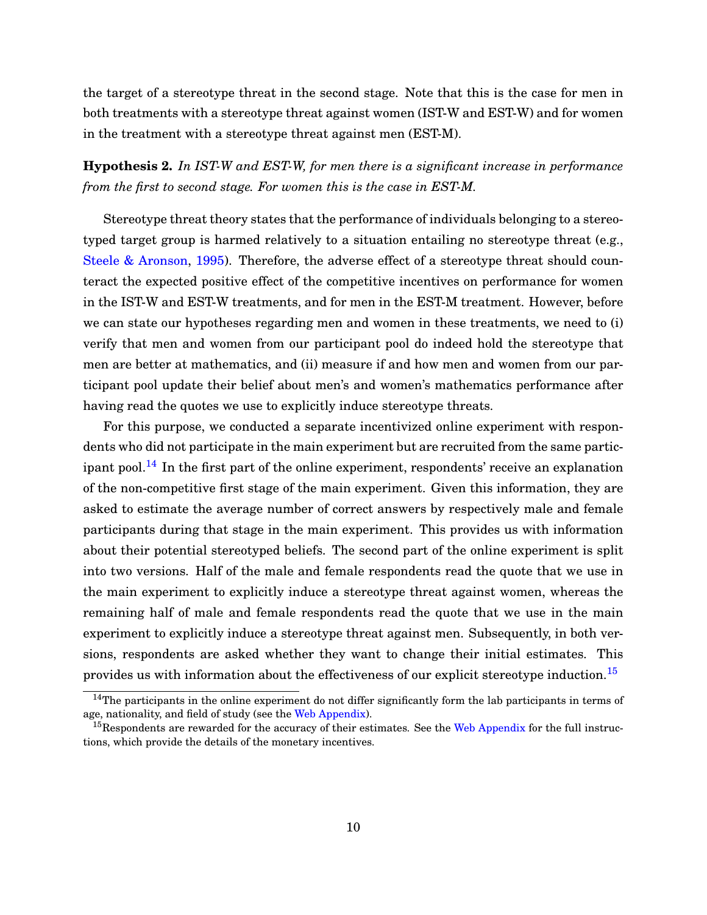the target of a stereotype threat in the second stage. Note that this is the case for men in both treatments with a stereotype threat against women (IST-W and EST-W) and for women in the treatment with a stereotype threat against men (EST-M).

**Hypothesis 2.** *In IST-W and EST-W, for men there is a significant increase in performance from the first to second stage. For women this is the case in EST-M.*

Stereotype threat theory states that the performance of individuals belonging to a stereotyped target group is harmed relatively to a situation entailing no stereotype threat (e.g., Steele & Aronson, 1995). Therefore, the adverse effect of a stereotype threat should counteract the expected positive effect of the competitive incentives on performance for women in the IST-W and EST-W treatments, and for men in the EST-M treatment. However, before we can state our hypotheses regarding men and women in these treatments, we need to (i) verify that men and women from our participant pool do indeed hold the stereotype that men are better at mathematics, and (ii) measure if and how men and women from our participant pool update their belief about men's and women's mathematics performance after having read the quotes we use to explicitly induce stereotype threats.

For this purpose, we conducted a separate incentivized online experiment with respondents who did not participate in the main experiment but are recruited from the same participant pool.[14] In the first part of the online experiment, respondents' receive an explanation of the non-competitive first stage of the main experiment. Given this information, they are asked to estimate the average number of correct answers by respectively male and female participants during that stage in the main experiment. This provides us with information about their potential stereotyped beliefs. The second part of the online experiment is split into two versions. Half of the male and female respondents read the quote that we use in the main experiment to explicitly induce a stereotype threat against women, whereas the remaining half of male and female respondents read the quote that we use in the main experiment to explicitly induce a stereotype threat against men. Subsequently, in both versions, respondents are asked whether they want to change their initial estimates. This provides us with information about the effectiveness of our explicit stereotype induction.[15]

[14] The participants in the online experiment do not differ significantly form the lab participants in terms of age, nationality, and field of study (see the Web Appendix).

[15] Respondents are rewarded for the accuracy of their estimates. See the Web Appendix for the full instructions, which provide the details of the monetary incentives.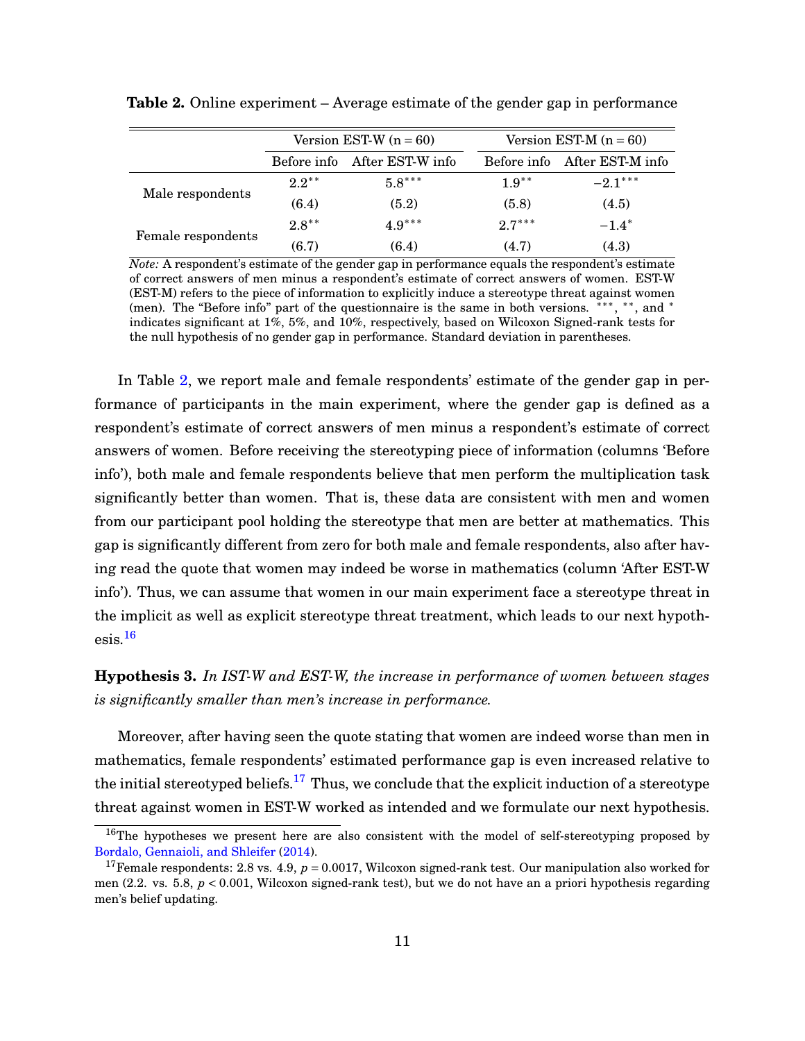**Table 2.** Online experiment – Average estimate of the gender gap in performance

| | Version EST-W (n = 60) | | Version EST-M (n = 60) | |
|---|---|---|---|---|
| | Before info | After EST-W info | Before info | After EST-M info |
| Male respondents | $2.2^{**}$ | $5.8^{***}$ | $1.9^{**}$ | $-2.1^{***}$ |
| | (6.4) | (5.2) | (5.8) | (4.5) |
| Female respondents | $2.8^{**}$ | $4.9^{***}$ | $2.7^{***}$ | $-1.4^{*}$ |
| | (6.7) | (6.4) | (4.7) | (4.3) |

*Note:* A respondent's estimate of the gender gap in performance equals the respondent's estimate of correct answers of men minus a respondent's estimate of correct answers of women. EST-W (EST-M) refers to the piece of information to explicitly induce a stereotype threat against women (men). The "Before info" part of the questionnaire is the same in both versions. $^{***}$, $^{**}$, and $^{*}$ indicates significant at 1%, 5%, and 10%, respectively, based on Wilcoxon Signed-rank tests for the null hypothesis of no gender gap in performance. Standard deviation in parentheses.

In Table 2, we report male and female respondents' estimate of the gender gap in performance of participants in the main experiment, where the gender gap is defined as a respondent's estimate of correct answers of men minus a respondent's estimate of correct answers of women. Before receiving the stereotyping piece of information (columns 'Before info'), both male and female respondents believe that men perform the multiplication task significantly better than women. That is, these data are consistent with men and women from our participant pool holding the stereotype that men are better at mathematics. This gap is significantly different from zero for both male and female respondents, also after having read the quote that women may indeed be worse in mathematics (column 'After EST-W info'). Thus, we can assume that women in our main experiment face a stereotype threat in the implicit as well as explicit stereotype threat treatment, which leads to our next hypothesis.[16]

**Hypothesis 3.** *In IST-W and EST-W, the increase in performance of women between stages is significantly smaller than men's increase in performance.*

Moreover, after having seen the quote stating that women are indeed worse than men in mathematics, female respondents' estimated performance gap is even increased relative to the initial stereotyped beliefs.[17] Thus, we conclude that the explicit induction of a stereotype threat against women in EST-W worked as intended and we formulate our next hypothesis.

[16] The hypotheses we present here are also consistent with the model of self-stereotyping proposed by Bordalo, Gennaioli, and Shleifer (2014).

[17] Female respondents: 2.8 vs. 4.9, $p = 0.0017$, Wilcoxon signed-rank test. Our manipulation also worked for men (2.2. vs. 5.8, $p < 0.001$, Wilcoxon signed-rank test), but we do not have an a priori hypothesis regarding men's belief updating.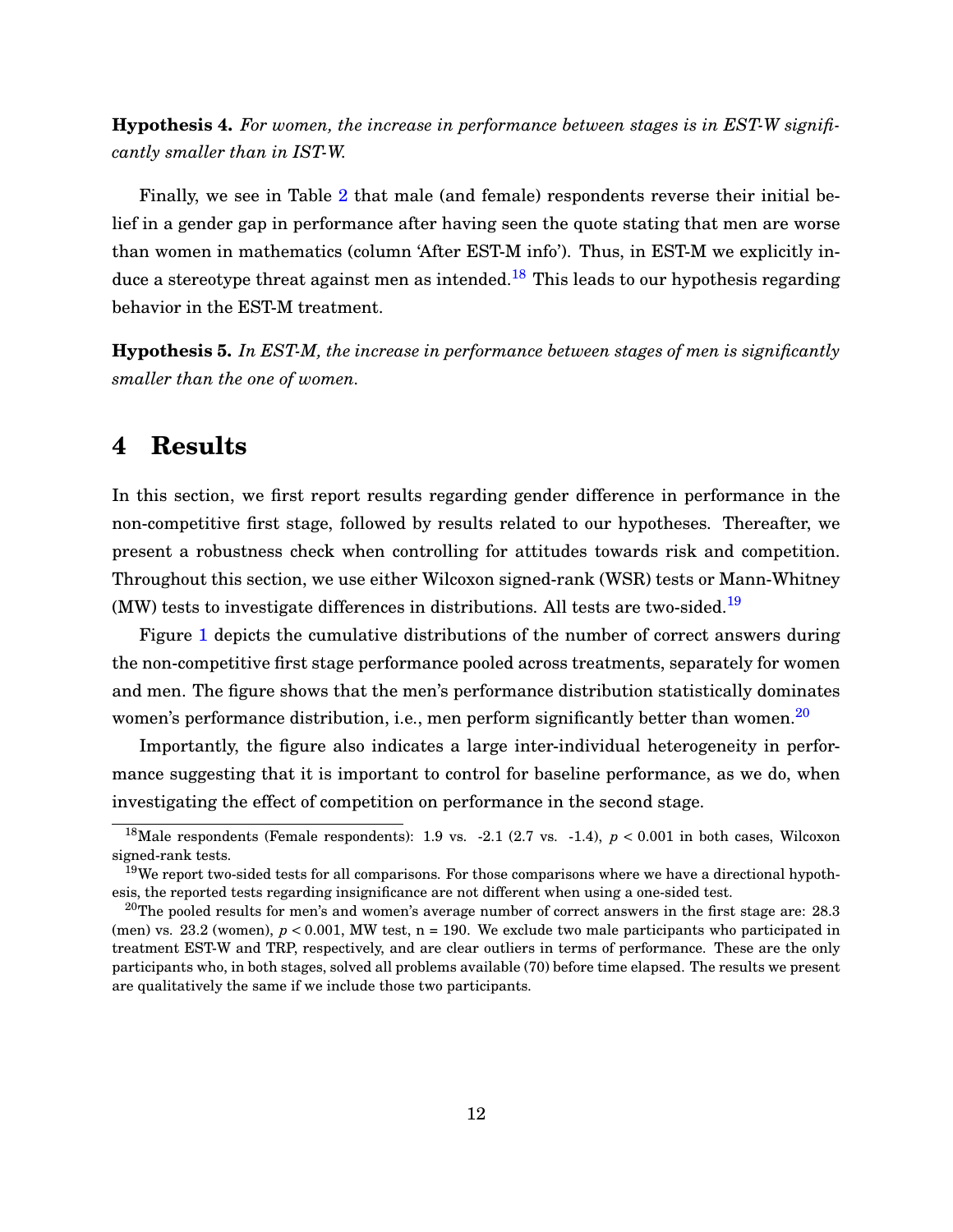**Hypothesis 4.** *For women, the increase in performance between stages is in EST-W significantly smaller than in IST-W.*

Finally, we see in Table 2 that male (and female) respondents reverse their initial belief in a gender gap in performance after having seen the quote stating that men are worse than women in mathematics (column 'After EST-M info'). Thus, in EST-M we explicitly induce a stereotype threat against men as intended.[18] This leads to our hypothesis regarding behavior in the EST-M treatment.

**Hypothesis 5.** *In EST-M, the increase in performance between stages of men is significantly smaller than the one of women.*

# 4 Results

In this section, we first report results regarding gender difference in performance in the non-competitive first stage, followed by results related to our hypotheses. Thereafter, we present a robustness check when controlling for attitudes towards risk and competition. Throughout this section, we use either Wilcoxon signed-rank (WSR) tests or Mann-Whitney (MW) tests to investigate differences in distributions. All tests are two-sided.[19]

Figure 1 depicts the cumulative distributions of the number of correct answers during the non-competitive first stage performance pooled across treatments, separately for women and men. The figure shows that the men's performance distribution statistically dominates women's performance distribution, i.e., men perform significantly better than women.[20]

Importantly, the figure also indicates a large inter-individual heterogeneity in performance suggesting that it is important to control for baseline performance, as we do, when investigating the effect of competition on performance in the second stage.

---

[18] Male respondents (Female respondents): 1.9 vs. -2.1 (2.7 vs. -1.4), $p < 0.001$ in both cases, Wilcoxon signed-rank tests.

[19] We report two-sided tests for all comparisons. For those comparisons where we have a directional hypothesis, the reported tests regarding insignificance are not different when using a one-sided test.

[20] The pooled results for men's and women's average number of correct answers in the first stage are: 28.3 (men) vs. 23.2 (women), $p < 0.001$, MW test, n = 190. We exclude two male participants who participated in treatment EST-W and TRP, respectively, and are clear outliers in terms of performance. These are the only participants who, in both stages, solved all problems available (70) before time elapsed. The results we present are qualitatively the same if we include those two participants.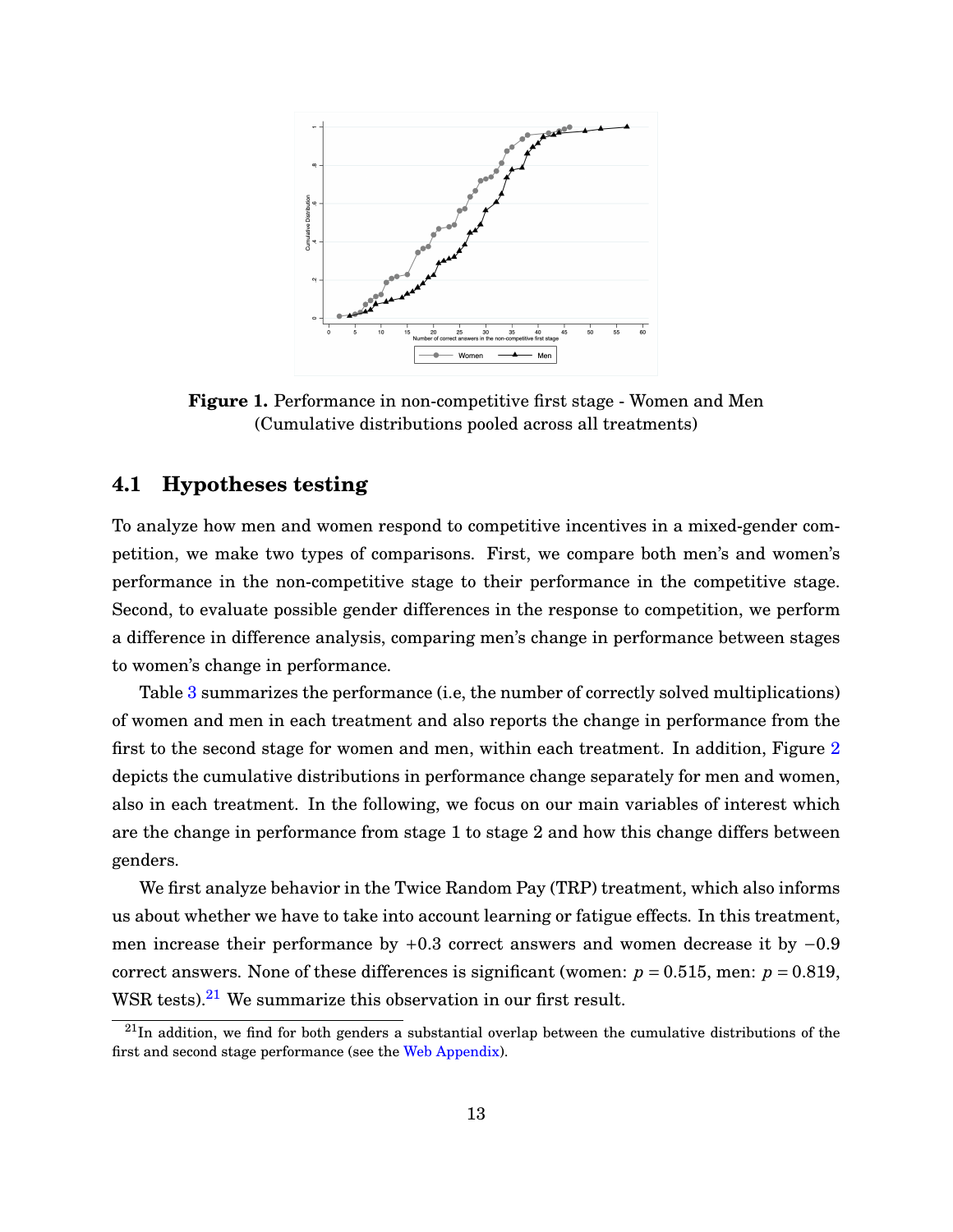**Figure 1.** Performance in non-competitive first stage - Women and Men (Cumulative distributions pooled across all treatments)

## 4.1 Hypotheses testing

To analyze how men and women respond to competitive incentives in a mixed-gender competition, we make two types of comparisons. First, we compare both men's and women's performance in the non-competitive stage to their performance in the competitive stage. Second, to evaluate possible gender differences in the response to competition, we perform a difference in difference analysis, comparing men's change in performance between stages to women's change in performance.

Table 3 summarizes the performance (i.e, the number of correctly solved multiplications) of women and men in each treatment and also reports the change in performance from the first to the second stage for women and men, within each treatment. In addition, Figure 2 depicts the cumulative distributions in performance change separately for men and women, also in each treatment. In the following, we focus on our main variables of interest which are the change in performance from stage 1 to stage 2 and how this change differs between genders.

We first analyze behavior in the Twice Random Pay (TRP) treatment, which also informs us about whether we have to take into account learning or fatigue effects. In this treatment, men increase their performance by $+0.3$ correct answers and women decrease it by $-0.9$ correct answers. None of these differences is significant (women: $p = 0.515$, men: $p = 0.819$, WSR tests).[21] We summarize this observation in our first result.

[21] In addition, we find for both genders a substantial overlap between the cumulative distributions of the first and second stage performance (see the Web Appendix).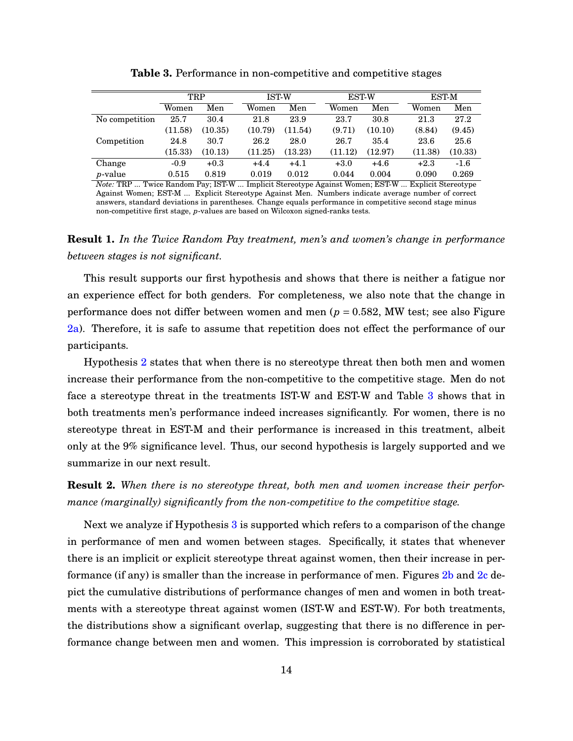**Table 3.** Performance in non-competitive and competitive stages

| | TRP | | IST-W | | EST-W | | EST-M | |
|---|---|---|---|---|---|---|---|---|
| | Women | Men | Women | Men | Women | Men | Women | Men |
| No competition | 25.7 | 30.4 | 21.8 | 23.9 | 23.7 | 30.8 | 21.3 | 27.2 |
| | (11.58) | (10.35) | (10.79) | (11.54) | (9.71) | (10.10) | (8.84) | (9.45) |
| Competition | 24.8 | 30.7 | 26.2 | 28.0 | 26.7 | 35.4 | 23.6 | 25.6 |
| | (15.33) | (10.13) | (11.25) | (13.23) | (11.12) | (12.97) | (11.38) | (10.33) |
| Change | -0.9 | +0.3 | +4.4 | +4.1 | +3.0 | +4.6 | +2.3 | -1.6 |
| *p*-value | 0.515 | 0.819 | 0.019 | 0.012 | 0.044 | 0.004 | 0.090 | 0.269 |

*Note:* TRP ... Twice Random Pay; IST-W ... Implicit Stereotype Against Women; EST-W ... Explicit Stereotype Against Women; EST-M ... Explicit Stereotype Against Men. Numbers indicate average number of correct answers, standard deviations in parentheses. Change equals performance in competitive second stage minus non-competitive first stage, *p*-values are based on Wilcoxon signed-ranks tests.

**Result 1.** *In the Twice Random Pay treatment, men's and women's change in performance between stages is not significant.*

This result supports our first hypothesis and shows that there is neither a fatigue nor an experience effect for both genders. For completeness, we also note that the change in performance does not differ between women and men ($p = 0.582$, MW test; see also Figure 2a). Therefore, it is safe to assume that repetition does not effect the performance of our participants.

Hypothesis 2 states that when there is no stereotype threat then both men and women increase their performance from the non-competitive to the competitive stage. Men do not face a stereotype threat in the treatments IST-W and EST-W and Table 3 shows that in both treatments men's performance indeed increases significantly. For women, there is no stereotype threat in EST-M and their performance is increased in this treatment, albeit only at the 9% significance level. Thus, our second hypothesis is largely supported and we summarize in our next result.

**Result 2.** *When there is no stereotype threat, both men and women increase their performance (marginally) significantly from the non-competitive to the competitive stage.*

Next we analyze if Hypothesis 3 is supported which refers to a comparison of the change in performance of men and women between stages. Specifically, it states that whenever there is an implicit or explicit stereotype threat against women, then their increase in performance (if any) is smaller than the increase in performance of men. Figures 2b and 2c depict the cumulative distributions of performance changes of men and women in both treatments with a stereotype threat against women (IST-W and EST-W). For both treatments, the distributions show a significant overlap, suggesting that there is no difference in performance change between men and women. This impression is corroborated by statistical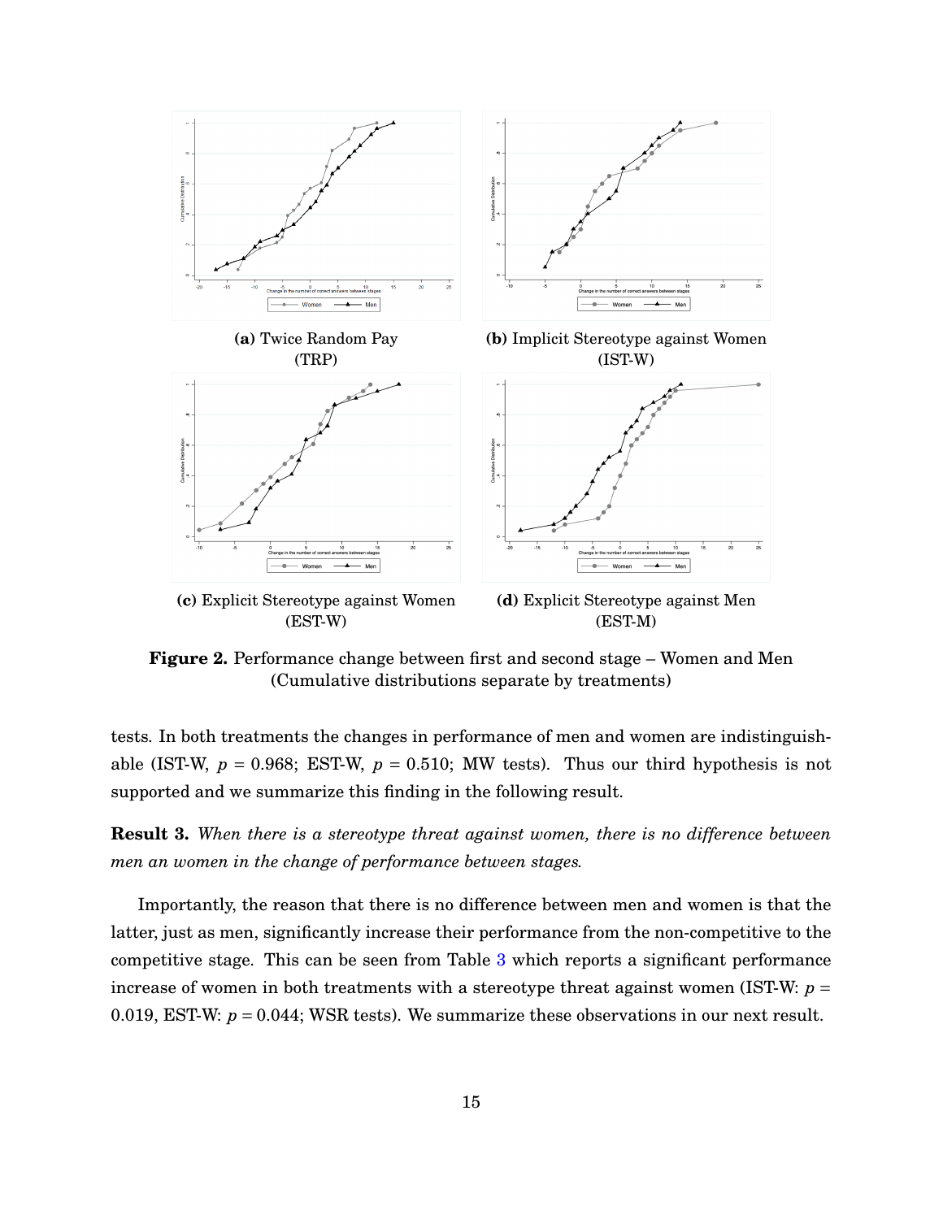**(a)** Twice Random Pay (TRP)

**(b)** Implicit Stereotype against Women (IST-W)

**(c)** Explicit Stereotype against Women (EST-W)

**(d)** Explicit Stereotype against Men (EST-M)

**Figure 2.** Performance change between first and second stage – Women and Men (Cumulative distributions separate by treatments)

tests. In both treatments the changes in performance of men and women are indistinguishable (IST-W, $p$ = 0.968; EST-W, $p$ = 0.510; MW tests). Thus our third hypothesis is not supported and we summarize this finding in the following result.

**Result 3.** *When there is a stereotype threat against women, there is no difference between men an women in the change of performance between stages.*

Importantly, the reason that there is no difference between men and women is that the latter, just as men, significantly increase their performance from the non-competitive to the competitive stage. This can be seen from Table 3 which reports a significant performance increase of women in both treatments with a stereotype threat against women (IST-W: $p$ = 0.019, EST-W: $p$ = 0.044; WSR tests). We summarize these observations in our next result.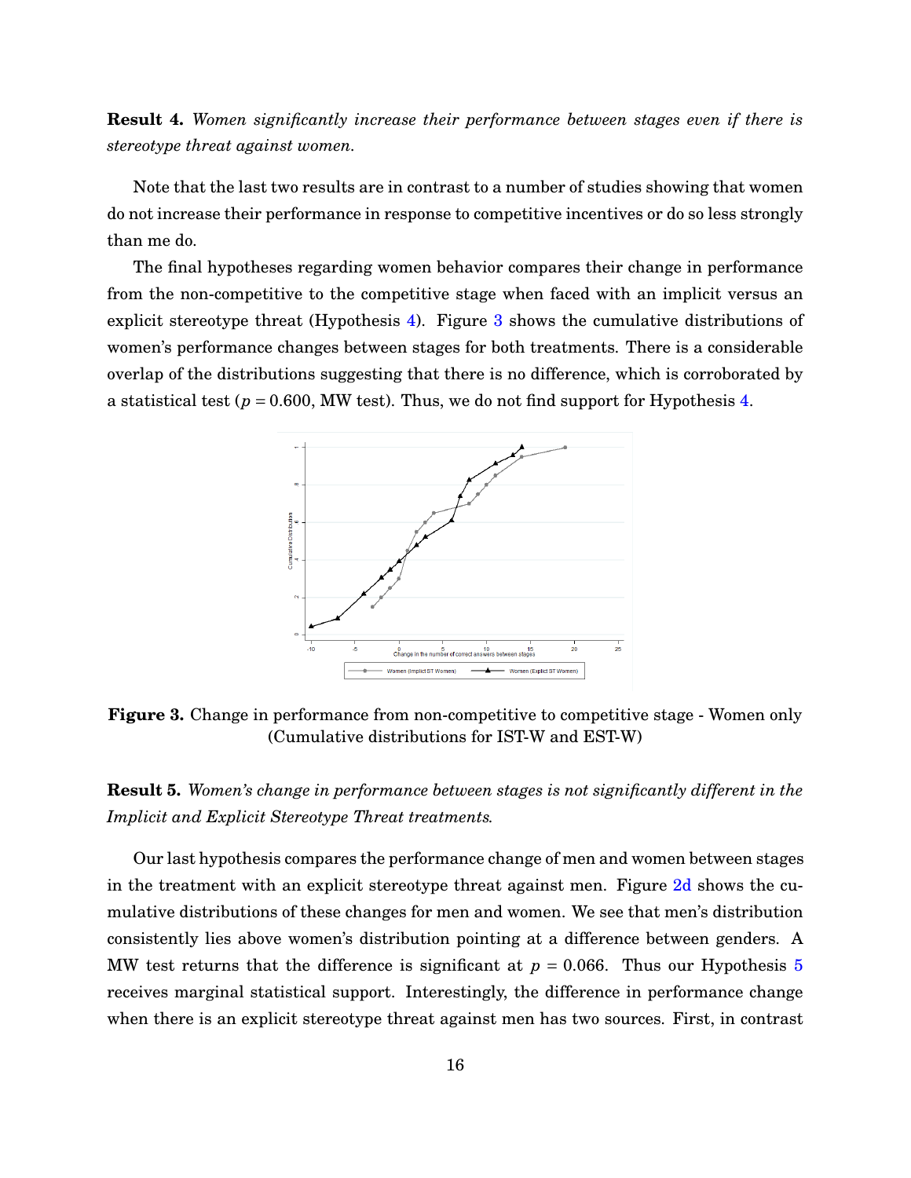**Result 4.** *Women significantly increase their performance between stages even if there is stereotype threat against women.*

Note that the last two results are in contrast to a number of studies showing that women do not increase their performance in response to competitive incentives or do so less strongly than me do.

The final hypotheses regarding women behavior compares their change in performance from the non-competitive to the competitive stage when faced with an implicit versus an explicit stereotype threat (Hypothesis 4). Figure 3 shows the cumulative distributions of women's performance changes between stages for both treatments. There is a considerable overlap of the distributions suggesting that there is no difference, which is corroborated by a statistical test ($p = 0.600$, MW test). Thus, we do not find support for Hypothesis 4.

**Figure 3.** Change in performance from non-competitive to competitive stage - Women only (Cumulative distributions for IST-W and EST-W)

**Result 5.** *Women's change in performance between stages is not significantly different in the Implicit and Explicit Stereotype Threat treatments.*

Our last hypothesis compares the performance change of men and women between stages in the treatment with an explicit stereotype threat against men. Figure 2d shows the cumulative distributions of these changes for men and women. We see that men's distribution consistently lies above women's distribution pointing at a difference between genders. A MW test returns that the difference is significant at $p = 0.066$. Thus our Hypothesis 5 receives marginal statistical support. Interestingly, the difference in performance change when there is an explicit stereotype threat against men has two sources. First, in contrast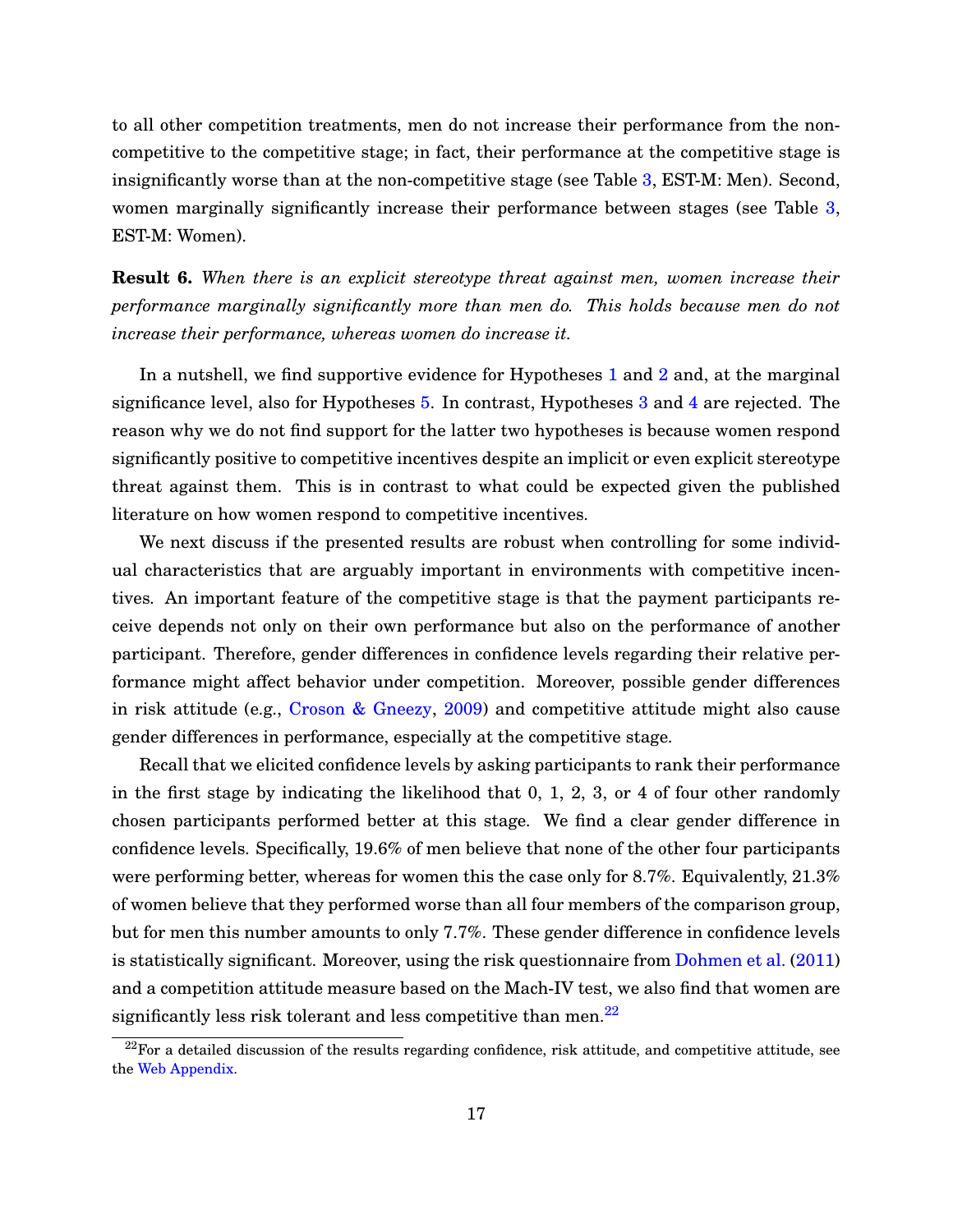to all other competition treatments, men do not increase their performance from the non-competitive to the competitive stage; in fact, their performance at the competitive stage is insignificantly worse than at the non-competitive stage (see Table 3, EST-M: Men). Second, women marginally significantly increase their performance between stages (see Table 3, EST-M: Women).

**Result 6.** *When there is an explicit stereotype threat against men, women increase their performance marginally significantly more than men do. This holds because men do not increase their performance, whereas women do increase it.*

In a nutshell, we find supportive evidence for Hypotheses 1 and 2 and, at the marginal significance level, also for Hypotheses 5. In contrast, Hypotheses 3 and 4 are rejected. The reason why we do not find support for the latter two hypotheses is because women respond significantly positive to competitive incentives despite an implicit or even explicit stereotype threat against them. This is in contrast to what could be expected given the published literature on how women respond to competitive incentives.

We next discuss if the presented results are robust when controlling for some individual characteristics that are arguably important in environments with competitive incentives. An important feature of the competitive stage is that the payment participants receive depends not only on their own performance but also on the performance of another participant. Therefore, gender differences in confidence levels regarding their relative performance might affect behavior under competition. Moreover, possible gender differences in risk attitude (e.g., Croson & Gneezy, 2009) and competitive attitude might also cause gender differences in performance, especially at the competitive stage.

Recall that we elicited confidence levels by asking participants to rank their performance in the first stage by indicating the likelihood that 0, 1, 2, 3, or 4 of four other randomly chosen participants performed better at this stage. We find a clear gender difference in confidence levels. Specifically, 19.6% of men believe that none of the other four participants were performing better, whereas for women this the case only for 8.7%. Equivalently, 21.3% of women believe that they performed worse than all four members of the comparison group, but for men this number amounts to only 7.7%. These gender difference in confidence levels is statistically significant. Moreover, using the risk questionnaire from Dohmen et al. (2011) and a competition attitude measure based on the Mach-IV test, we also find that women are significantly less risk tolerant and less competitive than men.[22]

[22] For a detailed discussion of the results regarding confidence, risk attitude, and competitive attitude, see the Web Appendix.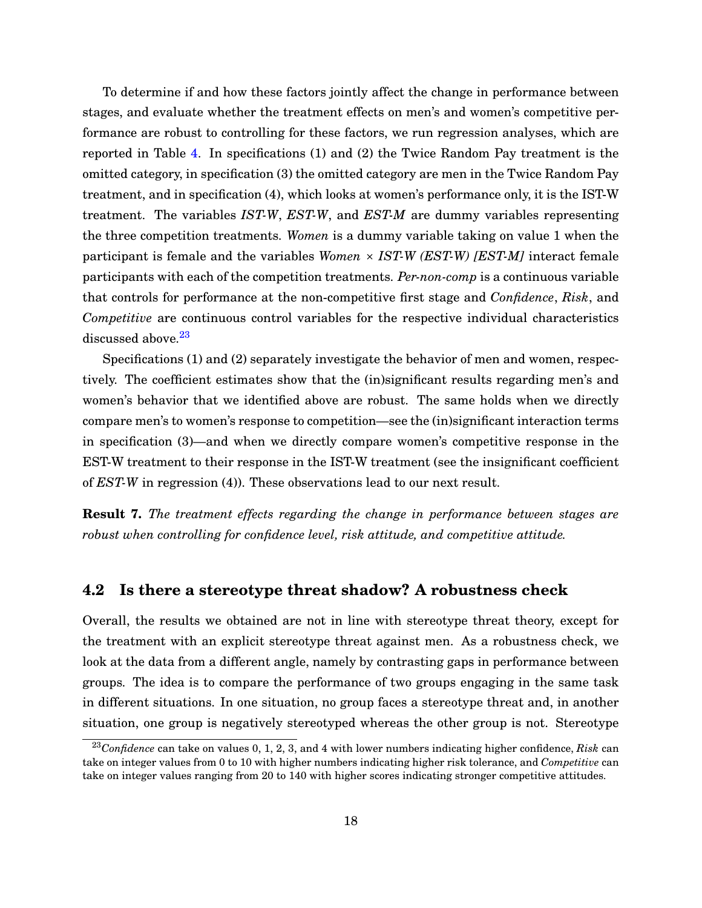To determine if and how these factors jointly affect the change in performance between stages, and evaluate whether the treatment effects on men's and women's competitive performance are robust to controlling for these factors, we run regression analyses, which are reported in Table 4. In specifications (1) and (2) the Twice Random Pay treatment is the omitted category, in specification (3) the omitted category are men in the Twice Random Pay treatment, and in specification (4), which looks at women's performance only, it is the IST-W treatment. The variables *IST-W*, *EST-W*, and *EST-M* are dummy variables representing the three competition treatments. *Women* is a dummy variable taking on value 1 when the participant is female and the variables *Women × IST-W (EST-W) [EST-M]* interact female participants with each of the competition treatments. *Per-non-comp* is a continuous variable that controls for performance at the non-competitive first stage and *Confidence*, *Risk*, and *Competitive* are continuous control variables for the respective individual characteristics discussed above.[23]

Specifications (1) and (2) separately investigate the behavior of men and women, respectively. The coefficient estimates show that the (in)significant results regarding men's and women's behavior that we identified above are robust. The same holds when we directly compare men's to women's response to competition—see the (in)significant interaction terms in specification (3)—and when we directly compare women's competitive response in the EST-W treatment to their response in the IST-W treatment (see the insignificant coefficient of *EST-W* in regression (4)). These observations lead to our next result.

**Result 7.** *The treatment effects regarding the change in performance between stages are robust when controlling for confidence level, risk attitude, and competitive attitude.*

## 4.2 Is there a stereotype threat shadow? A robustness check

Overall, the results we obtained are not in line with stereotype threat theory, except for the treatment with an explicit stereotype threat against men. As a robustness check, we look at the data from a different angle, namely by contrasting gaps in performance between groups. The idea is to compare the performance of two groups engaging in the same task in different situations. In one situation, no group faces a stereotype threat and, in another situation, one group is negatively stereotyped whereas the other group is not. Stereotype

[23] *Confidence* can take on values 0, 1, 2, 3, and 4 with lower numbers indicating higher confidence, *Risk* can take on integer values from 0 to 10 with higher numbers indicating higher risk tolerance, and *Competitive* can take on integer values ranging from 20 to 140 with higher scores indicating stronger competitive attitudes.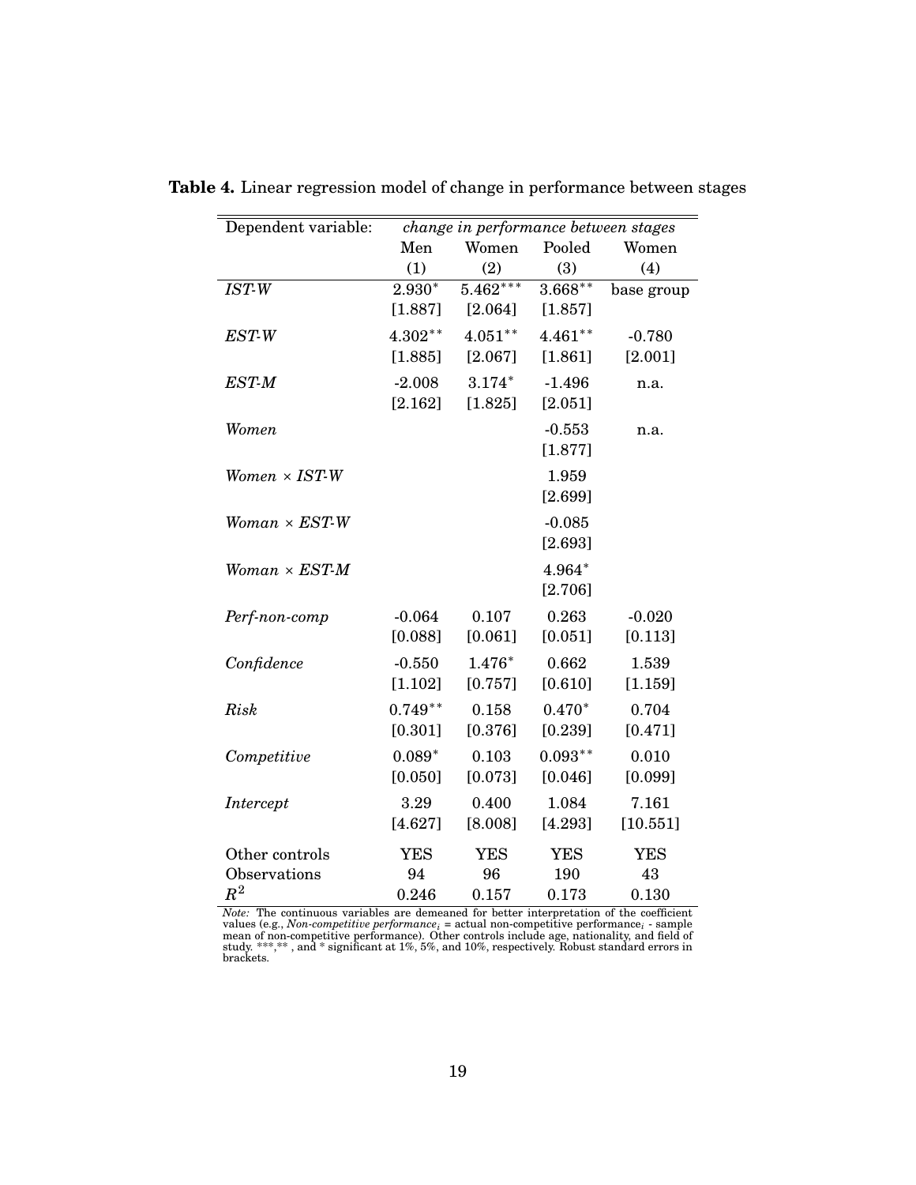**Table 4.** Linear regression model of change in performance between stages

| Dependent variable: | *change in performance between stages* | | | |
|---|---|---|---|---|
| | Men | Women | Pooled | Women |
| | (1) | (2) | (3) | (4) |
| *IST-W* | $2.930^{*}$ | $5.462^{***}$ | $3.668^{**}$ | base group |
| | [1.887] | [2.064] | [1.857] | |
| *EST-W* | $4.302^{**}$ | $4.051^{**}$ | $4.461^{**}$ | -0.780 |
| | [1.885] | [2.067] | [1.861] | [2.001] |
| *EST-M* | -2.008 | $3.174^{*}$ | -1.496 | n.a. |
| | [2.162] | [1.825] | [2.051] | |
| *Women* | | | -0.553 | n.a. |
| | | | [1.877] | |
| *Women* × *IST-W* | | | 1.959 | |
| | | | [2.699] | |
| *Woman* × *EST-W* | | | -0.085 | |
| | | | [2.693] | |
| *Woman* × *EST-M* | | | $4.964^{*}$ | |
| | | | [2.706] | |
| *Perf-non-comp* | -0.064 | 0.107 | 0.263 | -0.020 |
| | [0.088] | [0.061] | [0.051] | [0.113] |
| *Confidence* | -0.550 | $1.476^{*}$ | 0.662 | 1.539 |
| | [1.102] | [0.757] | [0.610] | [1.159] |
| *Risk* | $0.749^{**}$ | 0.158 | $0.470^{*}$ | 0.704 |
| | [0.301] | [0.376] | [0.239] | [0.471] |
| *Competitive* | $0.089^{*}$ | 0.103 | $0.093^{**}$ | 0.010 |
| | [0.050] | [0.073] | [0.046] | [0.099] |
| *Intercept* | 3.29 | 0.400 | 1.084 | 7.161 |
| | [4.627] | [8.008] | [4.293] | [10.551] |
| Other controls | YES | YES | YES | YES |
| Observations | 94 | 96 | 190 | 43 |
| $R^2$ | 0.246 | 0.157 | 0.173 | 0.130 |

*Note:* The continuous variables are demeaned for better interpretation of the coefficient values (e.g., *Non-competitive performance$_i$* = actual non-competitive performance$_i$ - sample mean of non-competitive performance). Other controls include age, nationality, and field of study. ***,** , and * significant at 1%, 5%, and 10%, respectively. Robust standard errors in brackets.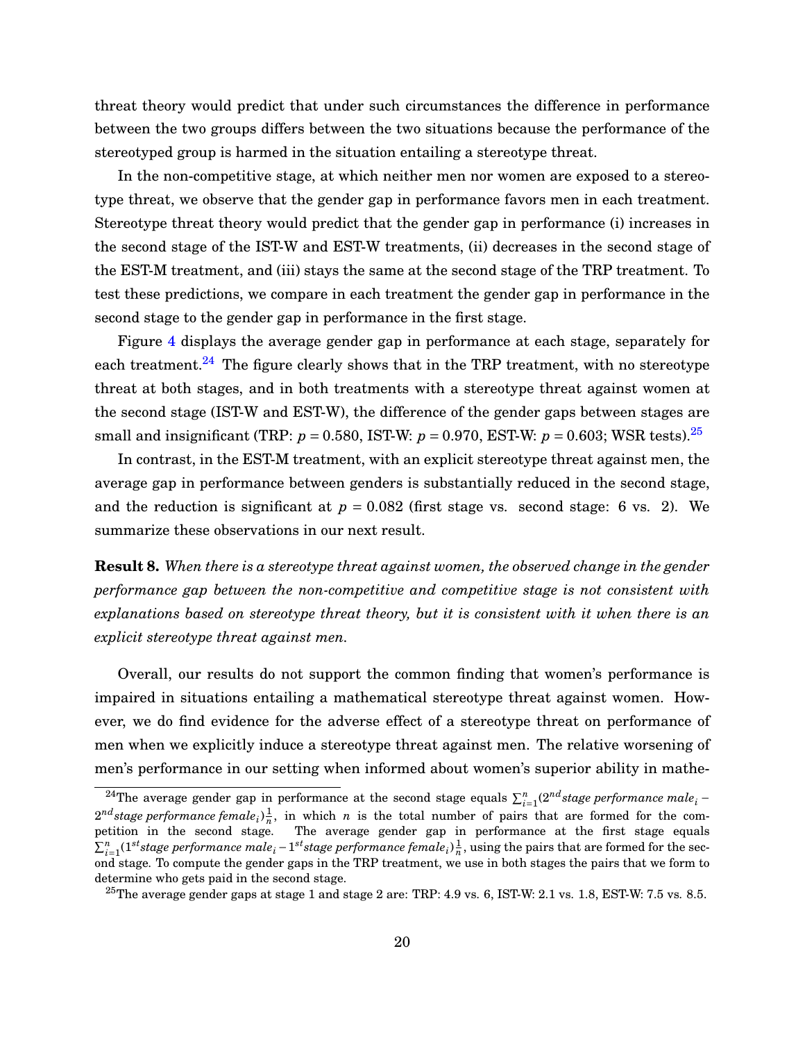threat theory would predict that under such circumstances the difference in performance between the two groups differs between the two situations because the performance of the stereotyped group is harmed in the situation entailing a stereotype threat.

In the non-competitive stage, at which neither men nor women are exposed to a stereotype threat, we observe that the gender gap in performance favors men in each treatment. Stereotype threat theory would predict that the gender gap in performance (i) increases in the second stage of the IST-W and EST-W treatments, (ii) decreases in the second stage of the EST-M treatment, and (iii) stays the same at the second stage of the TRP treatment. To test these predictions, we compare in each treatment the gender gap in performance in the second stage to the gender gap in performance in the first stage.

Figure 4 displays the average gender gap in performance at each stage, separately for each treatment.[24] The figure clearly shows that in the TRP treatment, with no stereotype threat at both stages, and in both treatments with a stereotype threat against women at the second stage (IST-W and EST-W), the difference of the gender gaps between stages are small and insignificant (TRP: $p = 0.580$, IST-W: $p = 0.970$, EST-W: $p = 0.603$; WSR tests).[25]

In contrast, in the EST-M treatment, with an explicit stereotype threat against men, the average gap in performance between genders is substantially reduced in the second stage, and the reduction is significant at $p = 0.082$ (first stage vs. second stage: 6 vs. 2). We summarize these observations in our next result.

**Result 8.** *When there is a stereotype threat against women, the observed change in the gender performance gap between the non-competitive and competitive stage is not consistent with explanations based on stereotype threat theory, but it is consistent with it when there is an explicit stereotype threat against men.*

Overall, our results do not support the common finding that women's performance is impaired in situations entailing a mathematical stereotype threat against women. However, we do find evidence for the adverse effect of a stereotype threat on performance of men when we explicitly induce a stereotype threat against men. The relative worsening of men's performance in our setting when informed about women's superior ability in mathe-

[24] The average gender gap in performance at the second stage equals $\sum_{i=1}^{n}(2^{nd} \textit{stage performance male}_i - 2^{nd} \textit{stage performance female}_i)\frac{1}{n}$, in which $n$ is the total number of pairs that are formed for the competition in the second stage. The average gender gap in performance at the first stage equals $\sum_{i=1}^{n}(1^{st} \textit{stage performance male}_i - 1^{st} \textit{stage performance female}_i)\frac{1}{n}$, using the pairs that are formed for the second stage. To compute the gender gaps in the TRP treatment, we use in both stages the pairs that we form to determine who gets paid in the second stage.

[25] The average gender gaps at stage 1 and stage 2 are: TRP: 4.9 vs. 6, IST-W: 2.1 vs. 1.8, EST-W: 7.5 vs. 8.5.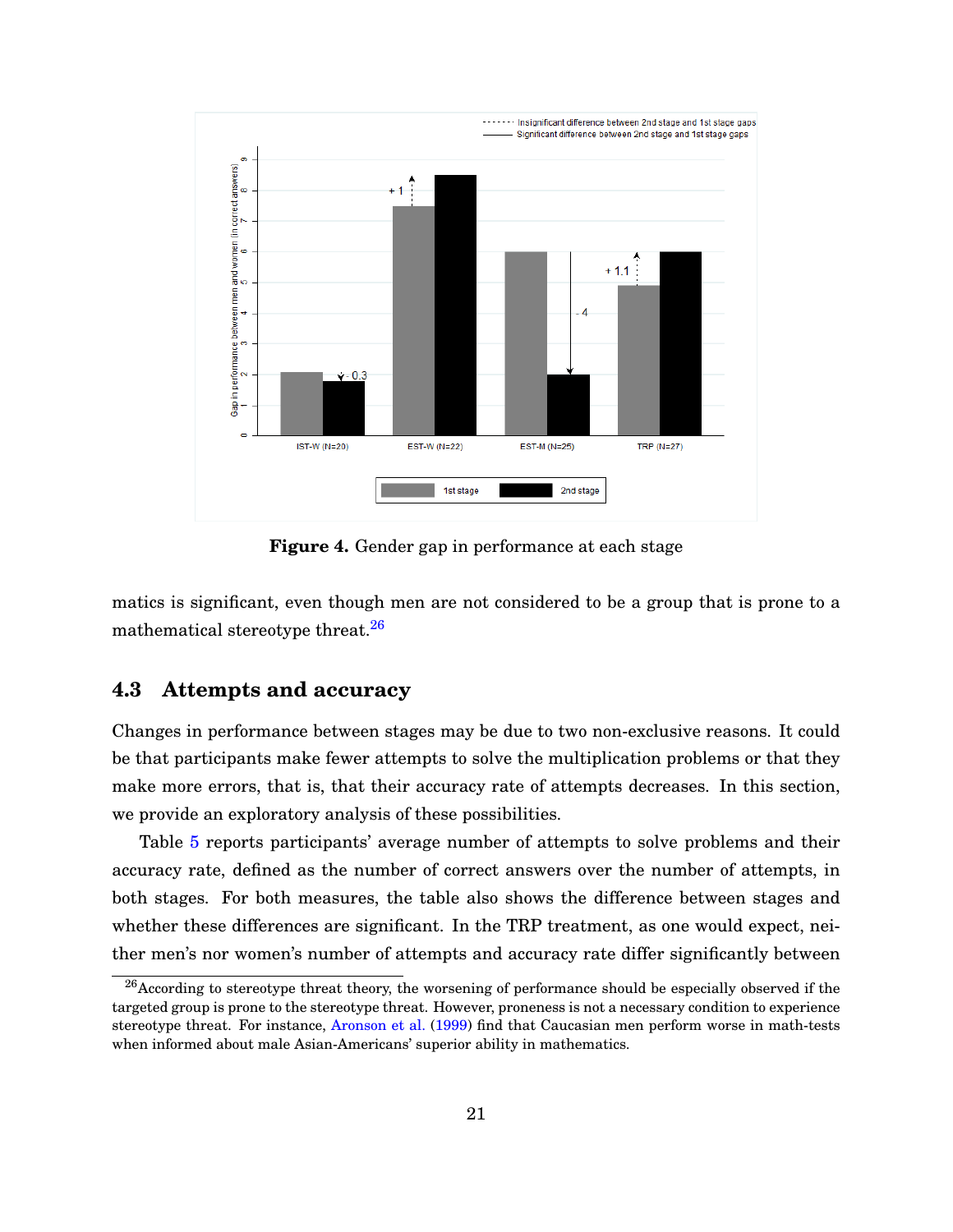**Figure 4.** Gender gap in performance at each stage

matics is significant, even though men are not considered to be a group that is prone to a mathematical stereotype threat.[26]

### 4.3 Attempts and accuracy

Changes in performance between stages may be due to two non-exclusive reasons. It could be that participants make fewer attempts to solve the multiplication problems or that they make more errors, that is, that their accuracy rate of attempts decreases. In this section, we provide an exploratory analysis of these possibilities.

Table 5 reports participants' average number of attempts to solve problems and their accuracy rate, defined as the number of correct answers over the number of attempts, in both stages. For both measures, the table also shows the difference between stages and whether these differences are significant. In the TRP treatment, as one would expect, neither men's nor women's number of attempts and accuracy rate differ significantly between

[26] According to stereotype threat theory, the worsening of performance should be especially observed if the targeted group is prone to the stereotype threat. However, proneness is not a necessary condition to experience stereotype threat. For instance, Aronson et al. (1999) find that Caucasian men perform worse in math-tests when informed about male Asian-Americans' superior ability in mathematics.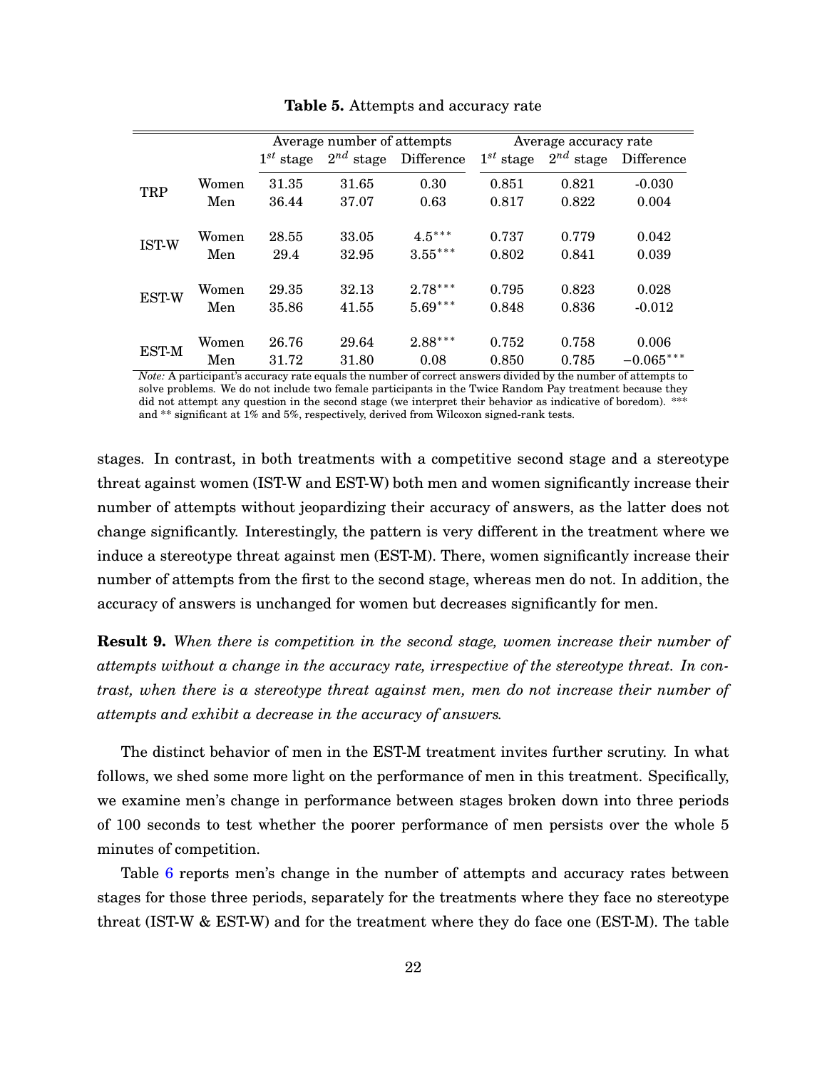**Table 5.** Attempts and accuracy rate

| | | Average number of attempts | | | Average accuracy rate | | |
|---|---|---|---|---|---|---|---|
| | | $1^{st}$ stage | $2^{nd}$ stage | Difference | $1^{st}$ stage | $2^{nd}$ stage | Difference |
| TRP | Women | 31.35 | 31.65 | 0.30 | 0.851 | 0.821 | -0.030 |
| | Men | 36.44 | 37.07 | 0.63 | 0.817 | 0.822 | 0.004 |
| IST-W | Women | 28.55 | 33.05 | $4.5^{***}$ | 0.737 | 0.779 | 0.042 |
| | Men | 29.4 | 32.95 | $3.55^{***}$ | 0.802 | 0.841 | 0.039 |
| EST-W | Women | 29.35 | 32.13 | $2.78^{***}$ | 0.795 | 0.823 | 0.028 |
| | Men | 35.86 | 41.55 | $5.69^{***}$ | 0.848 | 0.836 | -0.012 |
| EST-M | Women | 26.76 | 29.64 | $2.88^{***}$ | 0.752 | 0.758 | 0.006 |
| | Men | 31.72 | 31.80 | 0.08 | 0.850 | 0.785 | $-0.065^{***}$ |

*Note:* A participant's accuracy rate equals the number of correct answers divided by the number of attempts to solve problems. We do not include two female participants in the Twice Random Pay treatment because they did not attempt any question in the second stage (we interpret their behavior as indicative of boredom). *** and ** significant at 1% and 5%, respectively, derived from Wilcoxon signed-rank tests.

stages. In contrast, in both treatments with a competitive second stage and a stereotype threat against women (IST-W and EST-W) both men and women significantly increase their number of attempts without jeopardizing their accuracy of answers, as the latter does not change significantly. Interestingly, the pattern is very different in the treatment where we induce a stereotype threat against men (EST-M). There, women significantly increase their number of attempts from the first to the second stage, whereas men do not. In addition, the accuracy of answers is unchanged for women but decreases significantly for men.

**Result 9.** *When there is competition in the second stage, women increase their number of attempts without a change in the accuracy rate, irrespective of the stereotype threat. In contrast, when there is a stereotype threat against men, men do not increase their number of attempts and exhibit a decrease in the accuracy of answers.*

The distinct behavior of men in the EST-M treatment invites further scrutiny. In what follows, we shed some more light on the performance of men in this treatment. Specifically, we examine men's change in performance between stages broken down into three periods of 100 seconds to test whether the poorer performance of men persists over the whole 5 minutes of competition.

Table 6 reports men's change in the number of attempts and accuracy rates between stages for those three periods, separately for the treatments where they face no stereotype threat (IST-W & EST-W) and for the treatment where they do face one (EST-M). The table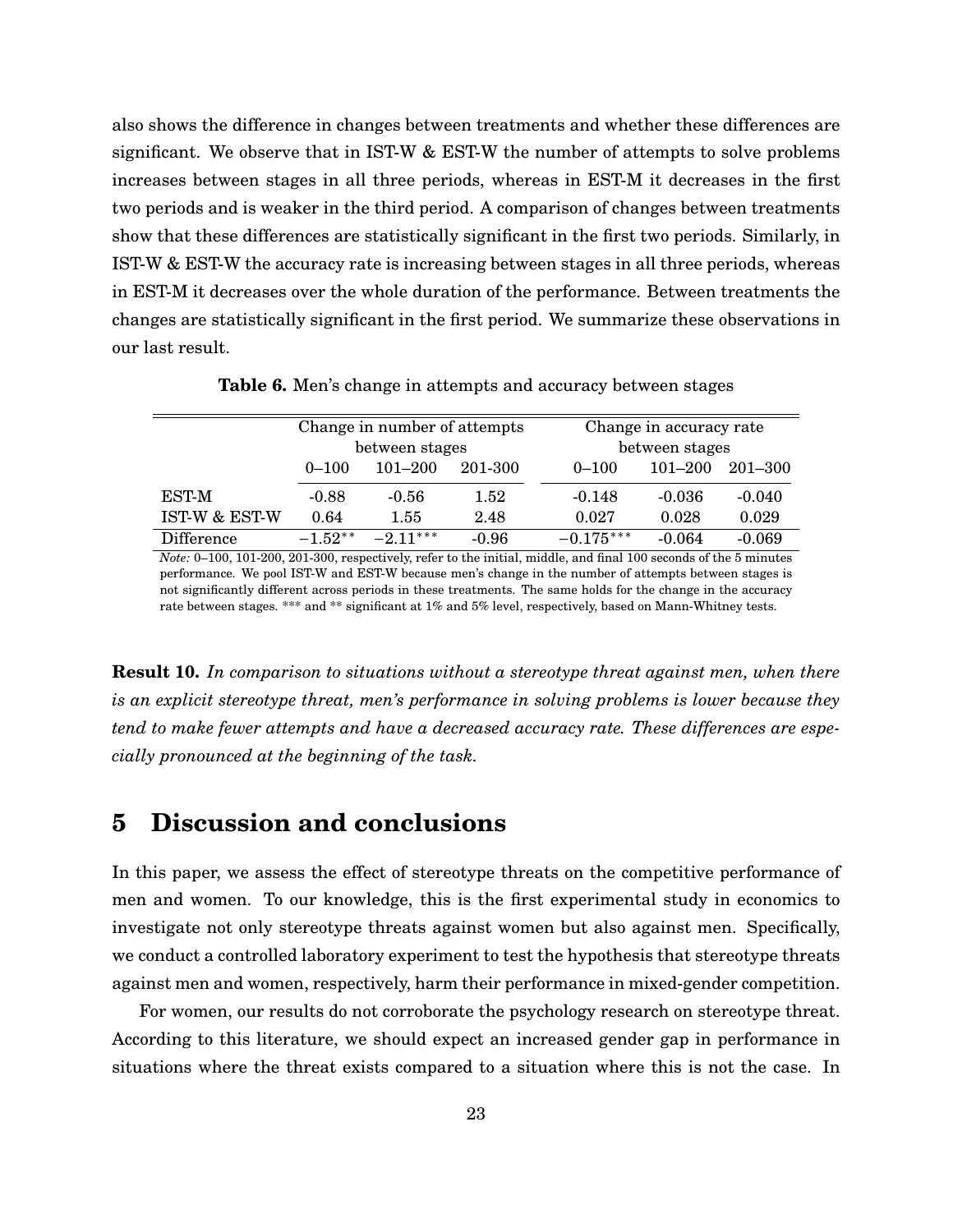also shows the difference in changes between treatments and whether these differences are significant. We observe that in IST-W & EST-W the number of attempts to solve problems increases between stages in all three periods, whereas in EST-M it decreases in the first two periods and is weaker in the third period. A comparison of changes between treatments show that these differences are statistically significant in the first two periods. Similarly, in IST-W & EST-W the accuracy rate is increasing between stages in all three periods, whereas in EST-M it decreases over the whole duration of the performance. Between treatments the changes are statistically significant in the first period. We summarize these observations in our last result.

**Table 6.** Men's change in attempts and accuracy between stages

| | Change in number of attempts between stages | | | Change in accuracy rate between stages | | |
|---|---|---|---|---|---|---|
| | 0–100 | 101–200 | 201-300 | 0–100 | 101–200 | 201–300 |
| EST-M | -0.88 | -0.56 | 1.52 | -0.148 | -0.036 | -0.040 |
| IST-W & EST-W | 0.64 | 1.55 | 2.48 | 0.027 | 0.028 | 0.029 |
| Difference | $-1.52^{**}$ | $-2.11^{***}$ | -0.96 | $-0.175^{***}$ | -0.064 | -0.069 |

*Note:* 0–100, 101-200, 201-300, respectively, refer to the initial, middle, and final 100 seconds of the 5 minutes performance. We pool IST-W and EST-W because men's change in the number of attempts between stages is not significantly different across periods in these treatments. The same holds for the change in the accuracy rate between stages. *** and ** significant at 1% and 5% level, respectively, based on Mann-Whitney tests.

**Result 10.** *In comparison to situations without a stereotype threat against men, when there is an explicit stereotype threat, men's performance in solving problems is lower because they tend to make fewer attempts and have a decreased accuracy rate. These differences are especially pronounced at the beginning of the task.*

## 5 Discussion and conclusions

In this paper, we assess the effect of stereotype threats on the competitive performance of men and women. To our knowledge, this is the first experimental study in economics to investigate not only stereotype threats against women but also against men. Specifically, we conduct a controlled laboratory experiment to test the hypothesis that stereotype threats against men and women, respectively, harm their performance in mixed-gender competition.

For women, our results do not corroborate the psychology research on stereotype threat. According to this literature, we should expect an increased gender gap in performance in situations where the threat exists compared to a situation where this is not the case. In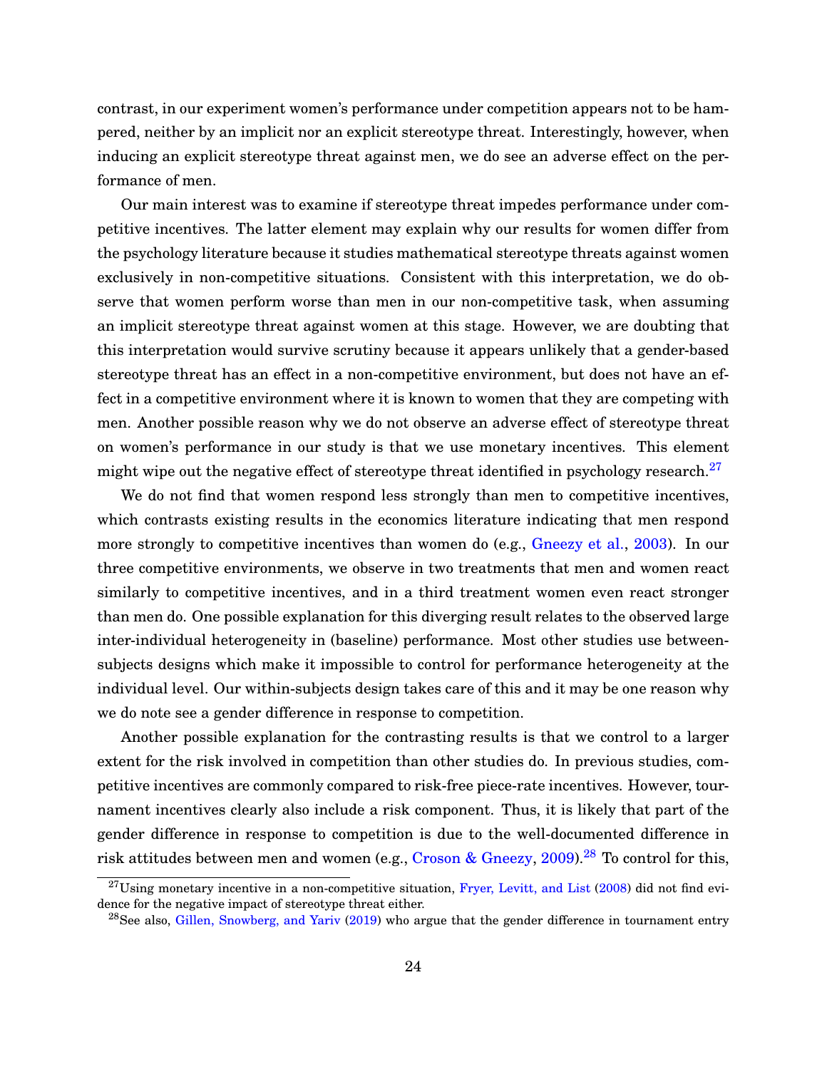contrast, in our experiment women's performance under competition appears not to be hampered, neither by an implicit nor an explicit stereotype threat. Interestingly, however, when inducing an explicit stereotype threat against men, we do see an adverse effect on the performance of men.

Our main interest was to examine if stereotype threat impedes performance under competitive incentives. The latter element may explain why our results for women differ from the psychology literature because it studies mathematical stereotype threats against women exclusively in non-competitive situations. Consistent with this interpretation, we do observe that women perform worse than men in our non-competitive task, when assuming an implicit stereotype threat against women at this stage. However, we are doubting that this interpretation would survive scrutiny because it appears unlikely that a gender-based stereotype threat has an effect in a non-competitive environment, but does not have an effect in a competitive environment where it is known to women that they are competing with men. Another possible reason why we do not observe an adverse effect of stereotype threat on women's performance in our study is that we use monetary incentives. This element might wipe out the negative effect of stereotype threat identified in psychology research.[27]

We do not find that women respond less strongly than men to competitive incentives, which contrasts existing results in the economics literature indicating that men respond more strongly to competitive incentives than women do (e.g., Gneezy et al., 2003). In our three competitive environments, we observe in two treatments that men and women react similarly to competitive incentives, and in a third treatment women even react stronger than men do. One possible explanation for this diverging result relates to the observed large inter-individual heterogeneity in (baseline) performance. Most other studies use between-subjects designs which make it impossible to control for performance heterogeneity at the individual level. Our within-subjects design takes care of this and it may be one reason why we do note see a gender difference in response to competition.

Another possible explanation for the contrasting results is that we control to a larger extent for the risk involved in competition than other studies do. In previous studies, competitive incentives are commonly compared to risk-free piece-rate incentives. However, tournament incentives clearly also include a risk component. Thus, it is likely that part of the gender difference in response to competition is due to the well-documented difference in risk attitudes between men and women (e.g., Croson & Gneezy, 2009).[28] To control for this,

[27] Using monetary incentive in a non-competitive situation, Fryer, Levitt, and List (2008) did not find evidence for the negative impact of stereotype threat either.

[28] See also, Gillen, Snowberg, and Yariv (2019) who argue that the gender difference in tournament entry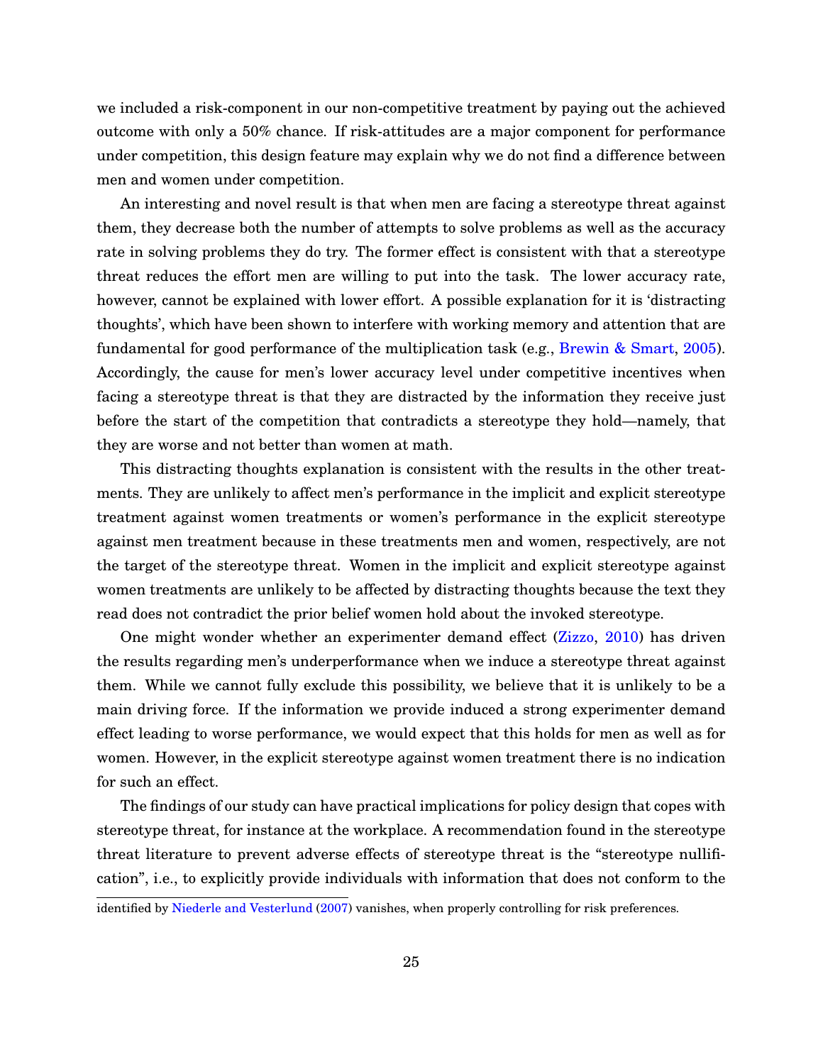we included a risk-component in our non-competitive treatment by paying out the achieved outcome with only a 50% chance. If risk-attitudes are a major component for performance under competition, this design feature may explain why we do not find a difference between men and women under competition.

An interesting and novel result is that when men are facing a stereotype threat against them, they decrease both the number of attempts to solve problems as well as the accuracy rate in solving problems they do try. The former effect is consistent with that a stereotype threat reduces the effort men are willing to put into the task. The lower accuracy rate, however, cannot be explained with lower effort. A possible explanation for it is 'distracting thoughts', which have been shown to interfere with working memory and attention that are fundamental for good performance of the multiplication task (e.g., Brewin & Smart, 2005). Accordingly, the cause for men's lower accuracy level under competitive incentives when facing a stereotype threat is that they are distracted by the information they receive just before the start of the competition that contradicts a stereotype they hold—namely, that they are worse and not better than women at math.

This distracting thoughts explanation is consistent with the results in the other treatments. They are unlikely to affect men's performance in the implicit and explicit stereotype treatment against women treatments or women's performance in the explicit stereotype against men treatment because in these treatments men and women, respectively, are not the target of the stereotype threat. Women in the implicit and explicit stereotype against women treatments are unlikely to be affected by distracting thoughts because the text they read does not contradict the prior belief women hold about the invoked stereotype.

One might wonder whether an experimenter demand effect (Zizzo, 2010) has driven the results regarding men's underperformance when we induce a stereotype threat against them. While we cannot fully exclude this possibility, we believe that it is unlikely to be a main driving force. If the information we provide induced a strong experimenter demand effect leading to worse performance, we would expect that this holds for men as well as for women. However, in the explicit stereotype against women treatment there is no indication for such an effect.

The findings of our study can have practical implications for policy design that copes with stereotype threat, for instance at the workplace. A recommendation found in the stereotype threat literature to prevent adverse effects of stereotype threat is the "stereotype nullification", i.e., to explicitly provide individuals with information that does not conform to the

identified by Niederle and Vesterlund (2007) vanishes, when properly controlling for risk preferences.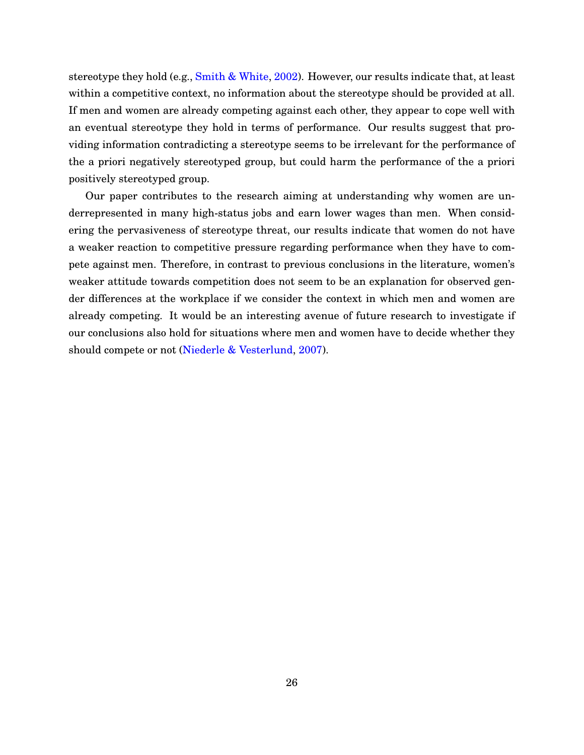stereotype they hold (e.g., Smith & White, 2002). However, our results indicate that, at least within a competitive context, no information about the stereotype should be provided at all. If men and women are already competing against each other, they appear to cope well with an eventual stereotype they hold in terms of performance. Our results suggest that providing information contradicting a stereotype seems to be irrelevant for the performance of the a priori negatively stereotyped group, but could harm the performance of the a priori positively stereotyped group.

Our paper contributes to the research aiming at understanding why women are underrepresented in many high-status jobs and earn lower wages than men. When considering the pervasiveness of stereotype threat, our results indicate that women do not have a weaker reaction to competitive pressure regarding performance when they have to compete against men. Therefore, in contrast to previous conclusions in the literature, women's weaker attitude towards competition does not seem to be an explanation for observed gender differences at the workplace if we consider the context in which men and women are already competing. It would be an interesting avenue of future research to investigate if our conclusions also hold for situations where men and women have to decide whether they should compete or not (Niederle & Vesterlund, 2007).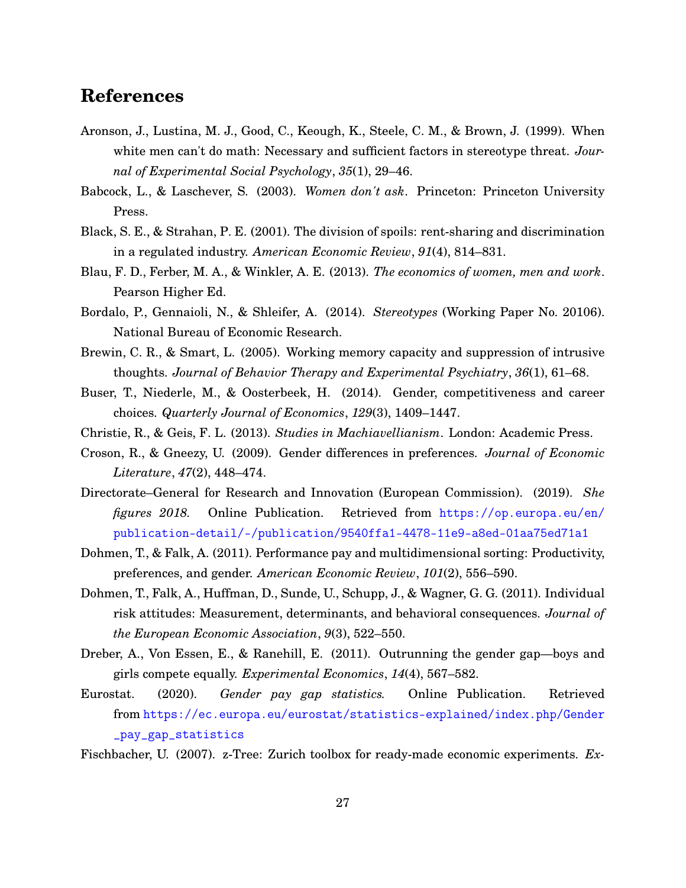## References

Aronson, J., Lustina, M. J., Good, C., Keough, K., Steele, C. M., & Brown, J. (1999). When white men can't do math: Necessary and sufficient factors in stereotype threat. *Journal of Experimental Social Psychology*, *35*(1), 29–46.

Babcock, L., & Laschever, S. (2003). *Women don't ask*. Princeton: Princeton University Press.

Black, S. E., & Strahan, P. E. (2001). The division of spoils: rent-sharing and discrimination in a regulated industry. *American Economic Review*, *91*(4), 814–831.

Blau, F. D., Ferber, M. A., & Winkler, A. E. (2013). *The economics of women, men and work*. Pearson Higher Ed.

Bordalo, P., Gennaioli, N., & Shleifer, A. (2014). *Stereotypes* (Working Paper No. 20106). National Bureau of Economic Research.

Brewin, C. R., & Smart, L. (2005). Working memory capacity and suppression of intrusive thoughts. *Journal of Behavior Therapy and Experimental Psychiatry*, *36*(1), 61–68.

Buser, T., Niederle, M., & Oosterbeek, H. (2014). Gender, competitiveness and career choices. *Quarterly Journal of Economics*, *129*(3), 1409–1447.

Christie, R., & Geis, F. L. (2013). *Studies in Machiavellianism*. London: Academic Press.

Croson, R., & Gneezy, U. (2009). Gender differences in preferences. *Journal of Economic Literature*, *47*(2), 448–474.

Directorate–General for Research and Innovation (European Commission). (2019). *She figures 2018*. Online Publication. Retrieved from https://op.europa.eu/en/publication-detail/-/publication/9540ffa1-4478-11e9-a8ed-01aa75ed71a1

Dohmen, T., & Falk, A. (2011). Performance pay and multidimensional sorting: Productivity, preferences, and gender. *American Economic Review*, *101*(2), 556–590.

Dohmen, T., Falk, A., Huffman, D., Sunde, U., Schupp, J., & Wagner, G. G. (2011). Individual risk attitudes: Measurement, determinants, and behavioral consequences. *Journal of the European Economic Association*, *9*(3), 522–550.

Dreber, A., Von Essen, E., & Ranehill, E. (2011). Outrunning the gender gap—boys and girls compete equally. *Experimental Economics*, *14*(4), 567–582.

Eurostat. (2020). *Gender pay gap statistics*. Online Publication. Retrieved from https://ec.europa.eu/eurostat/statistics-explained/index.php/Gender_pay_gap_statistics

Fischbacher, U. (2007). z-Tree: Zurich toolbox for ready-made economic experiments. *Ex-*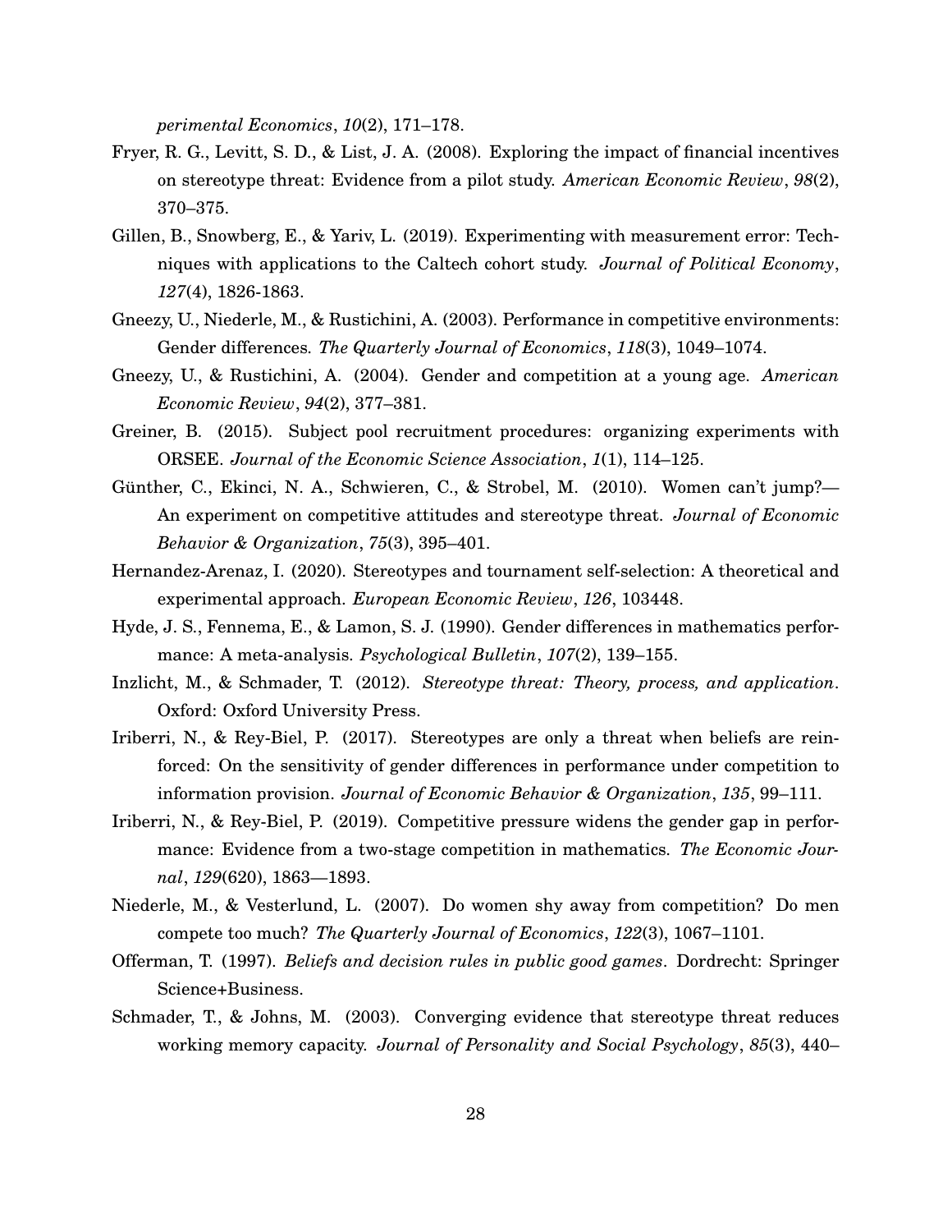*perimental Economics*, *10*(2), 171–178.

Fryer, R. G., Levitt, S. D., & List, J. A. (2008). Exploring the impact of financial incentives on stereotype threat: Evidence from a pilot study. *American Economic Review*, *98*(2), 370–375.

Gillen, B., Snowberg, E., & Yariv, L. (2019). Experimenting with measurement error: Techniques with applications to the Caltech cohort study. *Journal of Political Economy*, *127*(4), 1826-1863.

Gneezy, U., Niederle, M., & Rustichini, A. (2003). Performance in competitive environments: Gender differences. *The Quarterly Journal of Economics*, *118*(3), 1049–1074.

Gneezy, U., & Rustichini, A. (2004). Gender and competition at a young age. *American Economic Review*, *94*(2), 377–381.

Greiner, B. (2015). Subject pool recruitment procedures: organizing experiments with ORSEE. *Journal of the Economic Science Association*, *1*(1), 114–125.

Günther, C., Ekinci, N. A., Schwieren, C., & Strobel, M. (2010). Women can't jump?—An experiment on competitive attitudes and stereotype threat. *Journal of Economic Behavior & Organization*, *75*(3), 395–401.

Hernandez-Arenaz, I. (2020). Stereotypes and tournament self-selection: A theoretical and experimental approach. *European Economic Review*, *126*, 103448.

Hyde, J. S., Fennema, E., & Lamon, S. J. (1990). Gender differences in mathematics performance: A meta-analysis. *Psychological Bulletin*, *107*(2), 139–155.

Inzlicht, M., & Schmader, T. (2012). *Stereotype threat: Theory, process, and application*. Oxford: Oxford University Press.

Iriberri, N., & Rey-Biel, P. (2017). Stereotypes are only a threat when beliefs are reinforced: On the sensitivity of gender differences in performance under competition to information provision. *Journal of Economic Behavior & Organization*, *135*, 99–111.

Iriberri, N., & Rey-Biel, P. (2019). Competitive pressure widens the gender gap in performance: Evidence from a two-stage competition in mathematics. *The Economic Journal*, *129*(620), 1863—1893.

Niederle, M., & Vesterlund, L. (2007). Do women shy away from competition? Do men compete too much? *The Quarterly Journal of Economics*, *122*(3), 1067–1101.

Offerman, T. (1997). *Beliefs and decision rules in public good games*. Dordrecht: Springer Science+Business.

Schmader, T., & Johns, M. (2003). Converging evidence that stereotype threat reduces working memory capacity. *Journal of Personality and Social Psychology*, *85*(3), 440–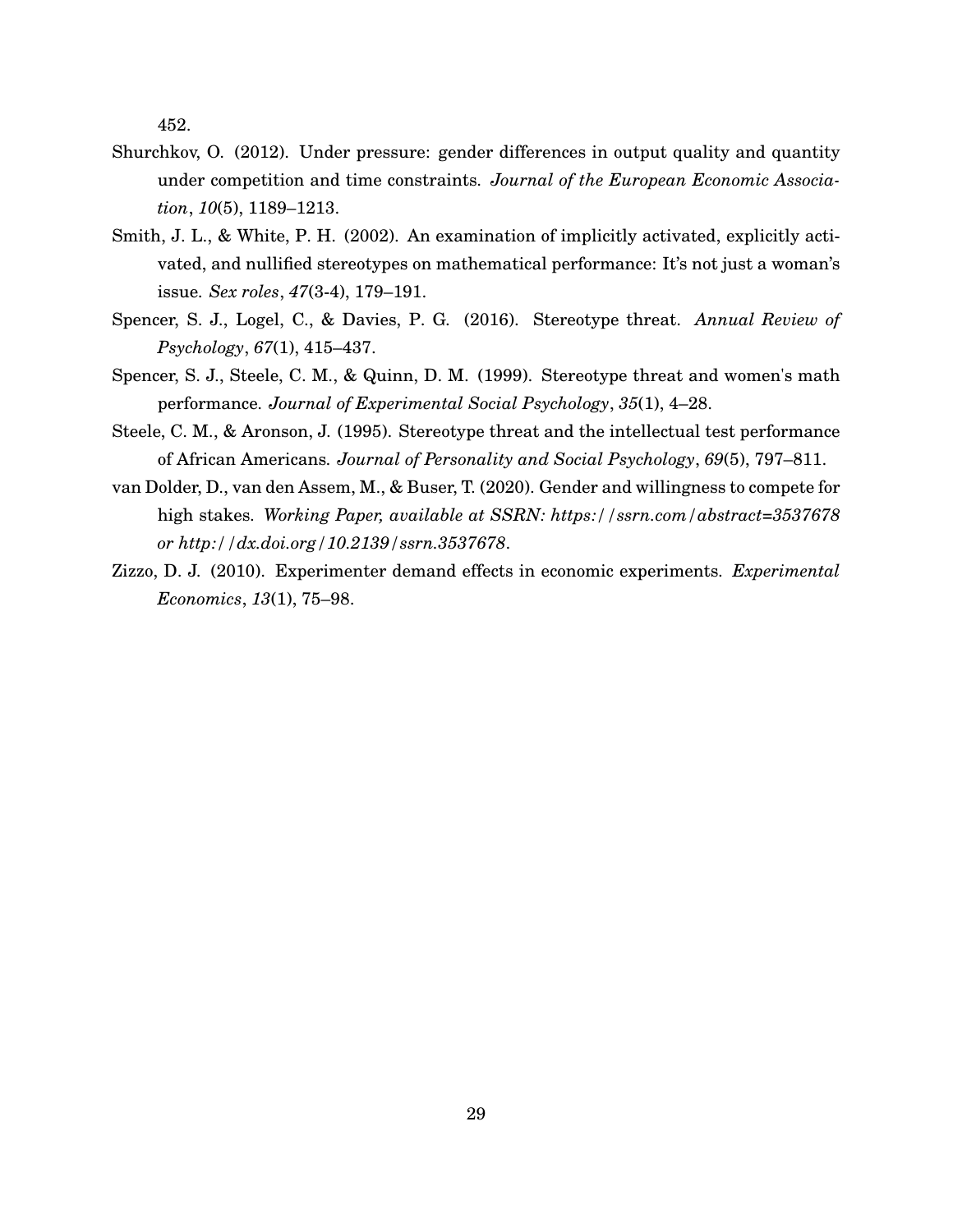452.

Shurchkov, O. (2012). Under pressure: gender differences in output quality and quantity under competition and time constraints. *Journal of the European Economic Association*, *10*(5), 1189–1213.

Smith, J. L., & White, P. H. (2002). An examination of implicitly activated, explicitly activated, and nullified stereotypes on mathematical performance: It's not just a woman's issue. *Sex roles*, *47*(3-4), 179–191.

Spencer, S. J., Logel, C., & Davies, P. G. (2016). Stereotype threat. *Annual Review of Psychology*, *67*(1), 415–437.

Spencer, S. J., Steele, C. M., & Quinn, D. M. (1999). Stereotype threat and women's math performance. *Journal of Experimental Social Psychology*, *35*(1), 4–28.

Steele, C. M., & Aronson, J. (1995). Stereotype threat and the intellectual test performance of African Americans. *Journal of Personality and Social Psychology*, *69*(5), 797–811.

van Dolder, D., van den Assem, M., & Buser, T. (2020). Gender and willingness to compete for high stakes. *Working Paper, available at SSRN: https://ssrn.com/abstract=3537678 or http://dx.doi.org/10.2139/ssrn.3537678*.

Zizzo, D. J. (2010). Experimenter demand effects in economic experiments. *Experimental Economics*, *13*(1), 75–98.